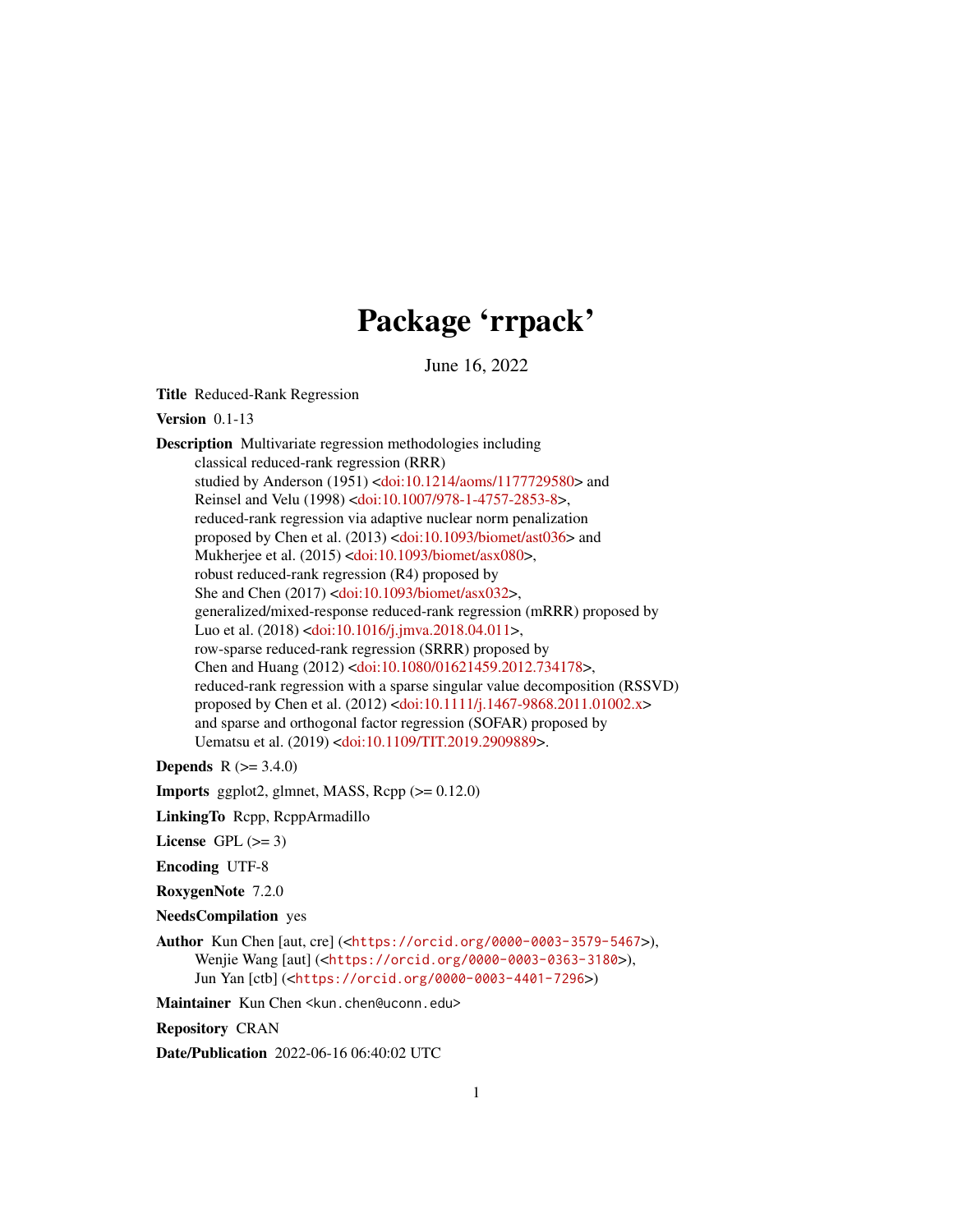# Package 'rrpack'

June 16, 2022

**Title** Reduced-Rank Regression

**Version** 0.1-13

**Description** Multivariate regression methodologies including classical reduced-rank regression (RRR) studied by Anderson (1951) <doi:10.1214/aoms/1177729580> and Reinsel and Velu (1998) <doi:10.1007/978-1-4757-2853-8>, reduced-rank regression via adaptive nuclear norm penalization proposed by Chen et al. (2013) <doi:10.1093/biomet/ast036> and Mukherjee et al. (2015) <doi:10.1093/biomet/asx080>, robust reduced-rank regression (R4) proposed by She and Chen (2017) <doi:10.1093/biomet/asx032>, generalized/mixed-response reduced-rank regression (mRRR) proposed by Luo et al. (2018) <doi:10.1016/j.jmva.2018.04.011>, row-sparse reduced-rank regression (SRRR) proposed by Chen and Huang (2012) <doi:10.1080/01621459.2012.734178>, reduced-rank regression with a sparse singular value decomposition (RSSVD) proposed by Chen et al. (2012) <doi:10.1111/j.1467-9868.2011.01002.x> and sparse and orthogonal factor regression (SOFAR) proposed by Uematsu et al. (2019) <doi:10.1109/TIT.2019.2909889>.

**Depends** R (>= 3.4.0)

**Imports** ggplot2, glmnet, MASS, Rcpp (>= 0.12.0)

**LinkingTo** Rcpp, RcppArmadillo

**License** GPL (>= 3)

**Encoding** UTF-8

**RoxygenNote** 7.2.0

**NeedsCompilation** yes

**Author** Kun Chen [aut, cre] (<https://orcid.org/0000-0003-3579-5467>), Wenjie Wang [aut] (<https://orcid.org/0000-0003-0363-3180>), Jun Yan [ctb] (<https://orcid.org/0000-0003-4401-7296>)

**Maintainer** Kun Chen <kun.chen@uconn.edu>

**Repository** CRAN

**Date/Publication** 2022-06-16 06:40:02 UTC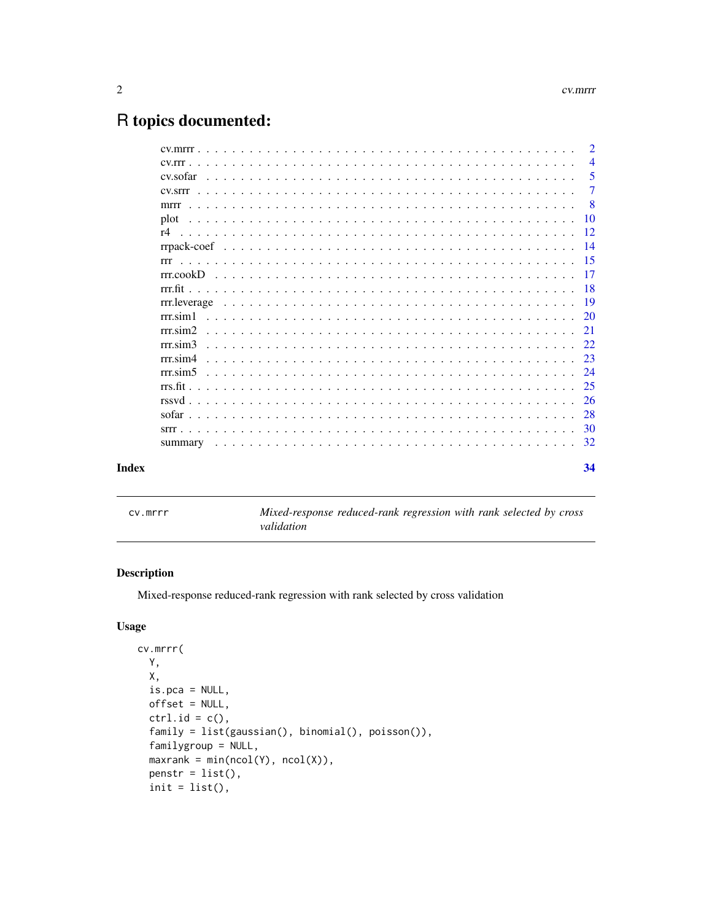# R topics documented:

| | |
|---|---|
| cv.mrrr | 2 |
| cv.rrr | 4 |
| cv.sofar | 5 |
| cv.srrr | 7 |
| mrrr | 8 |
| plot | 10 |
| r4 | 12 |
| rrpack-coef | 14 |
| rrr | 15 |
| rrr.cookD | 17 |
| rrr.fit | 18 |
| rrr.leverage | 19 |
| rrr.sim1 | 20 |
| rrr.sim2 | 21 |
| rrr.sim3 | 22 |
| rrr.sim4 | 23 |
| rrr.sim5 | 24 |
| rrs.fit | 25 |
| rssvd | 26 |
| sofar | 28 |
| srrr | 30 |
| summary | 32 |

**Index** 34

---

`cv.mrrr` — *Mixed-response reduced-rank regression with rank selected by cross validation*

---

### Description

Mixed-response reduced-rank regression with rank selected by cross validation

### Usage

```
cv.mrrr(
  Y,
  X,
  is.pca = NULL,
  offset = NULL,
  ctrl.id = c(),
  family = list(gaussian(), binomial(), poisson()),
  familygroup = NULL,
  maxrank = min(ncol(Y), ncol(X)),
  penstr = list(),
  init = list(),
```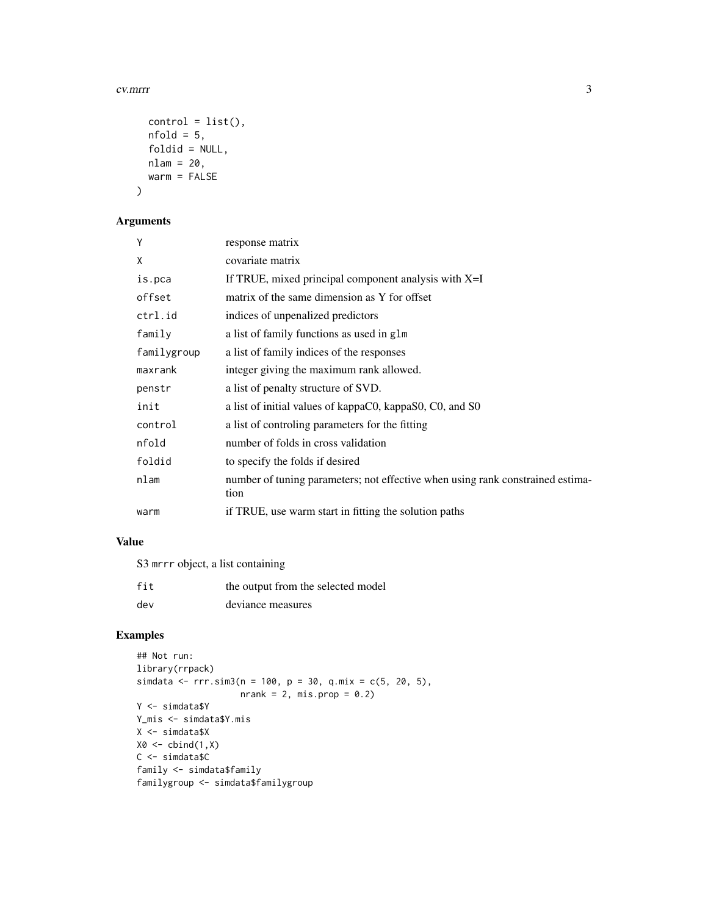```
  control = list(),
  nfold = 5,
  foldid = NULL,
  nlam = 20,
  warm = FALSE
)
```

## Arguments

| | |
|---|---|
| Y | response matrix |
| X | covariate matrix |
| is.pca | If TRUE, mixed principal component analysis with X=I |
| offset | matrix of the same dimension as Y for offset |
| ctrl.id | indices of unpenalized predictors |
| family | a list of family functions as used in glm |
| familygroup | a list of family indices of the responses |
| maxrank | integer giving the maximum rank allowed. |
| penstr | a list of penalty structure of SVD. |
| init | a list of initial values of kappaC0, kappaS0, C0, and S0 |
| control | a list of controling parameters for the fitting |
| nfold | number of folds in cross validation |
| foldid | to specify the folds if desired |
| nlam | number of tuning parameters; not effective when using rank constrained estimation |
| warm | if TRUE, use warm start in fitting the solution paths |

## Value

S3 mrrr object, a list containing

| | |
|---|---|
| fit | the output from the selected model |
| dev | deviance measures |

## Examples

```
## Not run:
library(rrpack)
simdata <- rrr.sim3(n = 100, p = 30, q.mix = c(5, 20, 5),
                    nrank = 2, mis.prop = 0.2)
Y <- simdata$Y
Y_mis <- simdata$Y.mis
X <- simdata$X
X0 <- cbind(1,X)
C <- simdata$C
family <- simdata$family
familygroup <- simdata$familygroup
```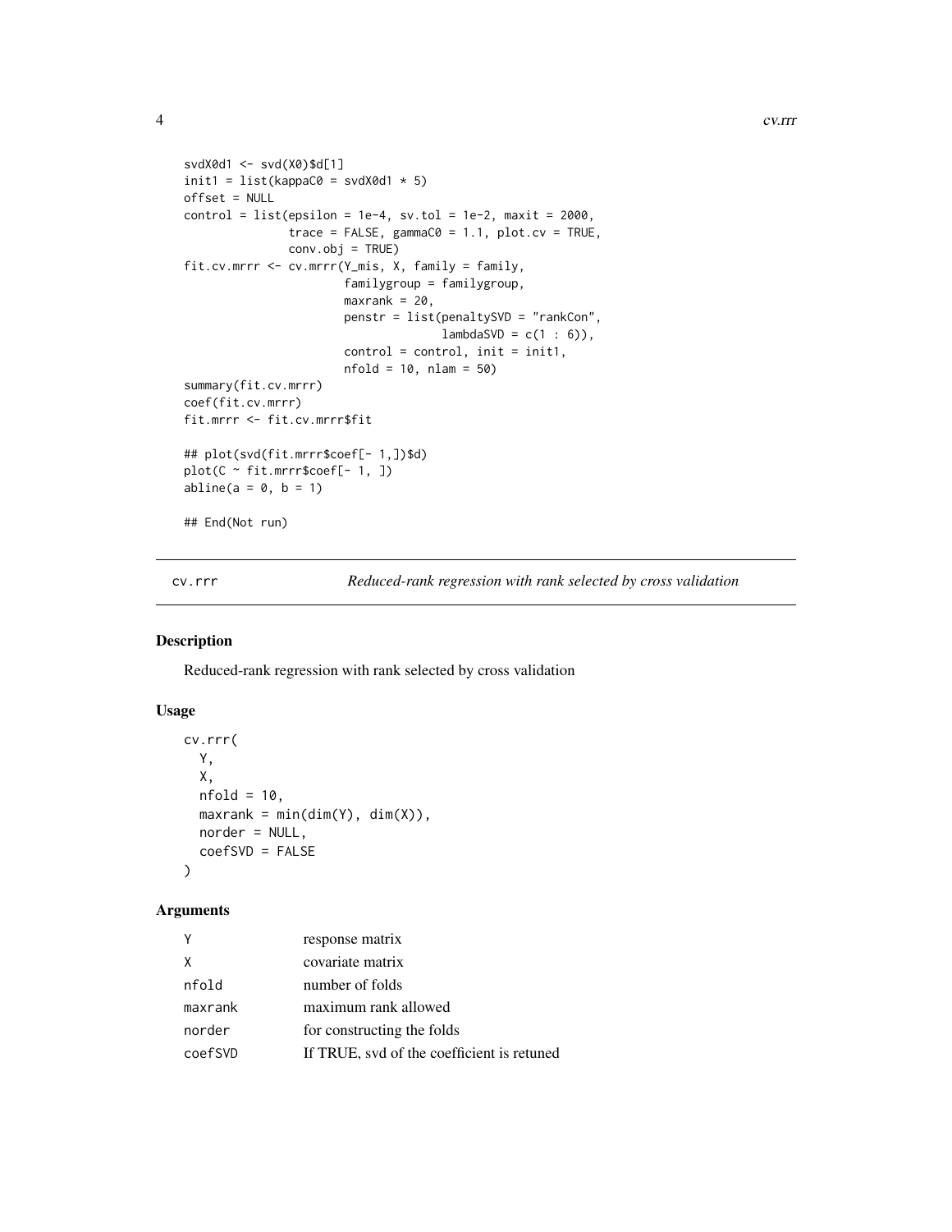```
svdX0d1 <- svd(X0)$d[1]
init1 = list(kappaC0 = svdX0d1 * 5)
offset = NULL
control = list(epsilon = 1e-4, sv.tol = 1e-2, maxit = 2000,
               trace = FALSE, gammaC0 = 1.1, plot.cv = TRUE,
               conv.obj = TRUE)
fit.cv.mrrr <- cv.mrrr(Y_mis, X, family = family,
                       familygroup = familygroup,
                       maxrank = 20,
                       penstr = list(penaltySVD = "rankCon",
                                     lambdaSVD = c(1 : 6)),
                       control = control, init = init1,
                       nfold = 10, nlam = 50)
summary(fit.cv.mrrr)
coef(fit.cv.mrrr)
fit.mrrr <- fit.cv.mrrr$fit

## plot(svd(fit.mrrr$coef[- 1,])$d)
plot(C ~ fit.mrrr$coef[- 1, ])
abline(a = 0, b = 1)

## End(Not run)
```

## cv.rrr — *Reduced-rank regression with rank selected by cross validation*

### Description

Reduced-rank regression with rank selected by cross validation

### Usage

```
cv.rrr(
  Y,
  X,
  nfold = 10,
  maxrank = min(dim(Y), dim(X)),
  norder = NULL,
  coefSVD = FALSE
)
```

### Arguments

| | |
|---|---|
| Y | response matrix |
| X | covariate matrix |
| nfold | number of folds |
| maxrank | maximum rank allowed |
| norder | for constructing the folds |
| coefSVD | If TRUE, svd of the coefficient is retuned |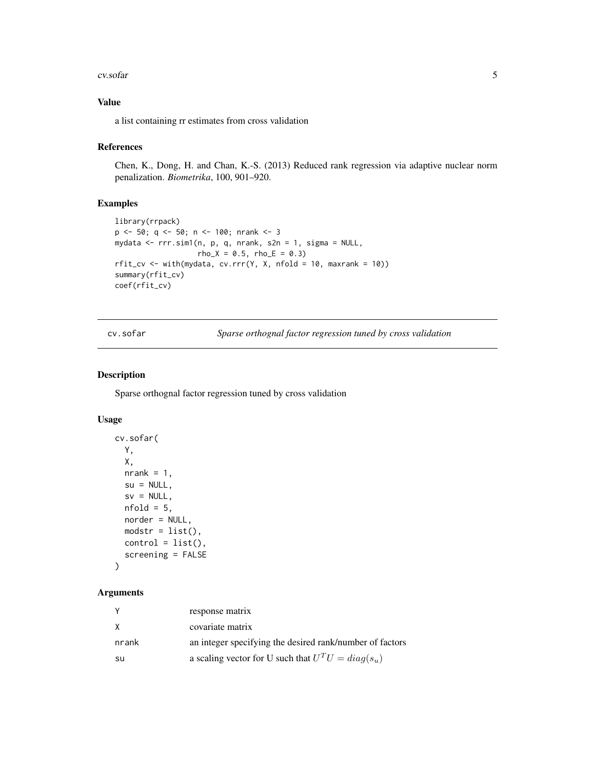## Value

a list containing rr estimates from cross validation

## References

Chen, K., Dong, H. and Chan, K.-S. (2013) Reduced rank regression via adaptive nuclear norm penalization. *Biometrika*, 100, 901–920.

## Examples

```
library(rrpack)
p <- 50; q <- 50; n <- 100; nrank <- 3
mydata <- rrr.sim1(n, p, q, nrank, s2n = 1, sigma = NULL,
                  rho_X = 0.5, rho_E = 0.3)
rfit_cv <- with(mydata, cv.rrr(Y, X, nfold = 10, maxrank = 10))
summary(rfit_cv)
coef(rfit_cv)
```

---

# cv.sofar — *Sparse orthognal factor regression tuned by cross validation*

## Description

Sparse orthognal factor regression tuned by cross validation

## Usage

```
cv.sofar(
  Y,
  X,
  nrank = 1,
  su = NULL,
  sv = NULL,
  nfold = 5,
  norder = NULL,
  modstr = list(),
  control = list(),
  screening = FALSE
)
```

## Arguments

| | |
|---|---|
| Y | response matrix |
| X | covariate matrix |
| nrank | an integer specifying the desired rank/number of factors |
| su | a scaling vector for U such that $U^T U = diag(s_u)$ |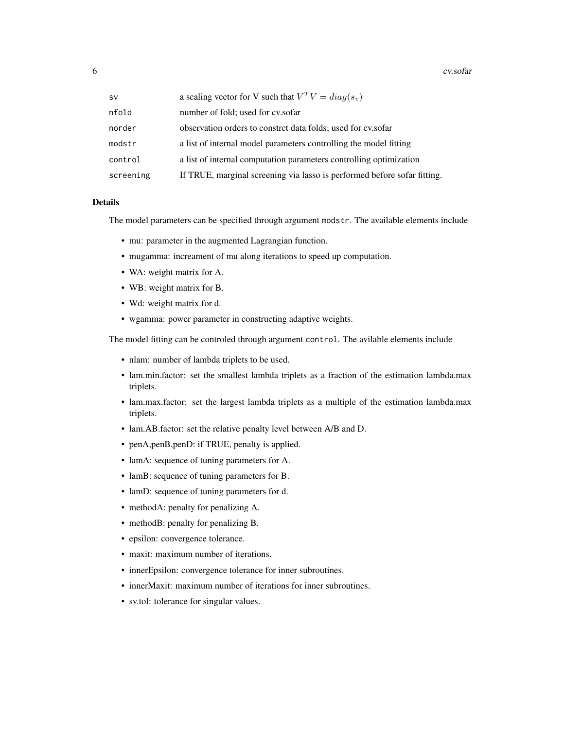| | |
|---|---|
| sv | a scaling vector for V such that $V^T V = diag(s_v)$ |
| nfold | number of fold; used for cv.sofar |
| norder | observation orders to constrct data folds; used for cv.sofar |
| modstr | a list of internal model parameters controlling the model fitting |
| control | a list of internal computation parameters controlling optimization |
| screening | If TRUE, marginal screening via lasso is performed before sofar fitting. |

## Details

The model parameters can be specified through argument `modstr`. The available elements include

- mu: parameter in the augmented Lagrangian function.
- mugamma: increament of mu along iterations to speed up computation.
- WA: weight matrix for A.
- WB: weight matrix for B.
- Wd: weight matrix for d.
- wgamma: power parameter in constructing adaptive weights.

The model fitting can be controled through argument `control`. The avilable elements include

- nlam: number of lambda triplets to be used.
- lam.min.factor: set the smallest lambda triplets as a fraction of the estimation lambda.max triplets.
- lam.max.factor: set the largest lambda triplets as a multiple of the estimation lambda.max triplets.
- lam.AB.factor: set the relative penalty level between A/B and D.
- penA,penB,penD: if TRUE, penalty is applied.
- lamA: sequence of tuning parameters for A.
- lamB: sequence of tuning parameters for B.
- lamD: sequence of tuning parameters for d.
- methodA: penalty for penalizing A.
- methodB: penalty for penalizing B.
- epsilon: convergence tolerance.
- maxit: maximum number of iterations.
- innerEpsilon: convergence tolerance for inner subroutines.
- innerMaxit: maximum number of iterations for inner subroutines.
- sv.tol: tolerance for singular values.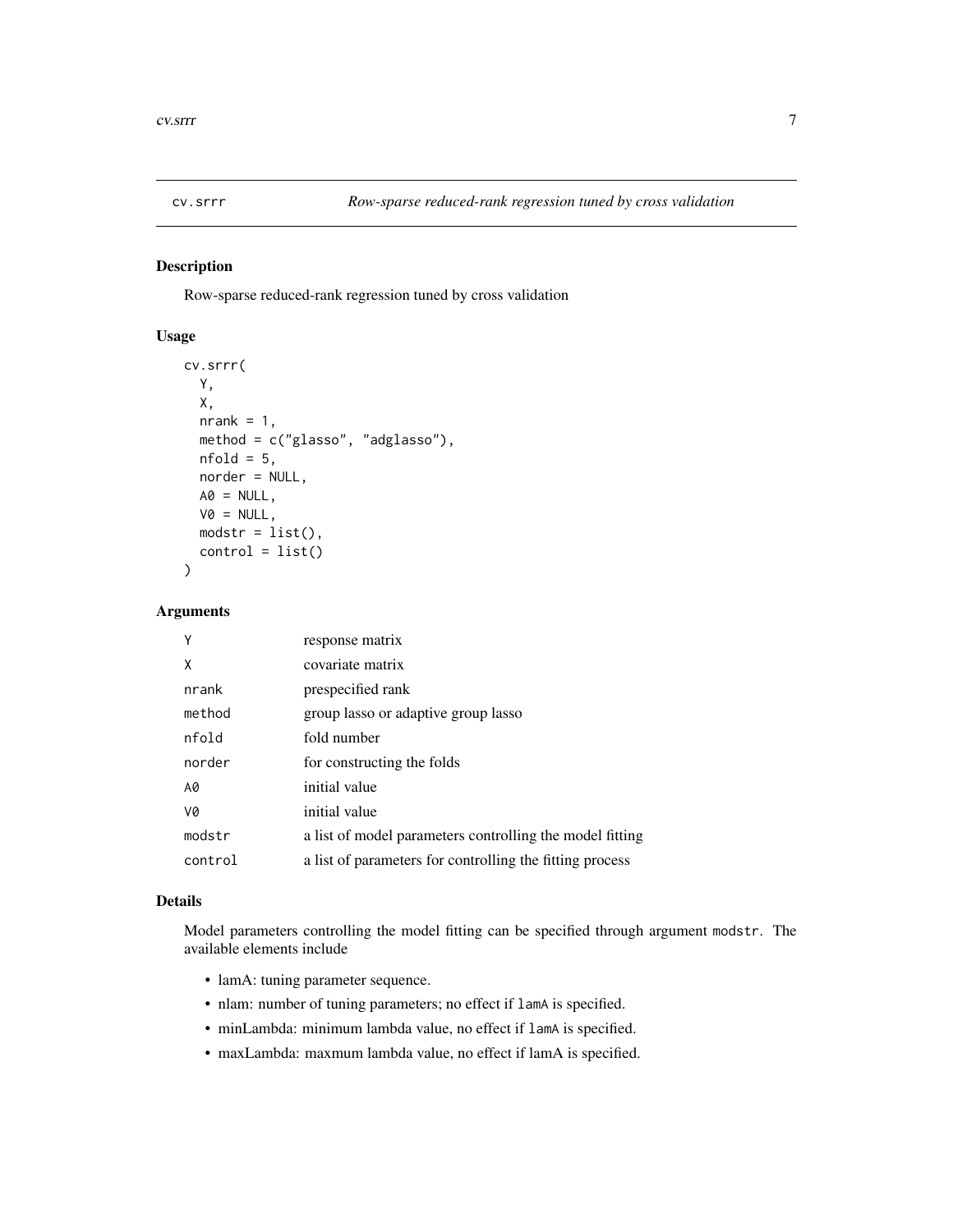## cv.srrr — *Row-sparse reduced-rank regression tuned by cross validation*

### Description

Row-sparse reduced-rank regression tuned by cross validation

### Usage

```
cv.srrr(
  Y,
  X,
  nrank = 1,
  method = c("glasso", "adglasso"),
  nfold = 5,
  norder = NULL,
  A0 = NULL,
  V0 = NULL,
  modstr = list(),
  control = list()
)
```

### Arguments

| | |
|---|---|
| `Y` | response matrix |
| `X` | covariate matrix |
| `nrank` | prespecified rank |
| `method` | group lasso or adaptive group lasso |
| `nfold` | fold number |
| `norder` | for constructing the folds |
| `A0` | initial value |
| `V0` | initial value |
| `modstr` | a list of model parameters controlling the model fitting |
| `control` | a list of parameters for controlling the fitting process |

### Details

Model parameters controlling the model fitting can be specified through argument `modstr`. The available elements include

- lamA: tuning parameter sequence.
- nlam: number of tuning parameters; no effect if `lamA` is specified.
- minLambda: minimum lambda value, no effect if `lamA` is specified.
- maxLambda: maxmum lambda value, no effect if lamA is specified.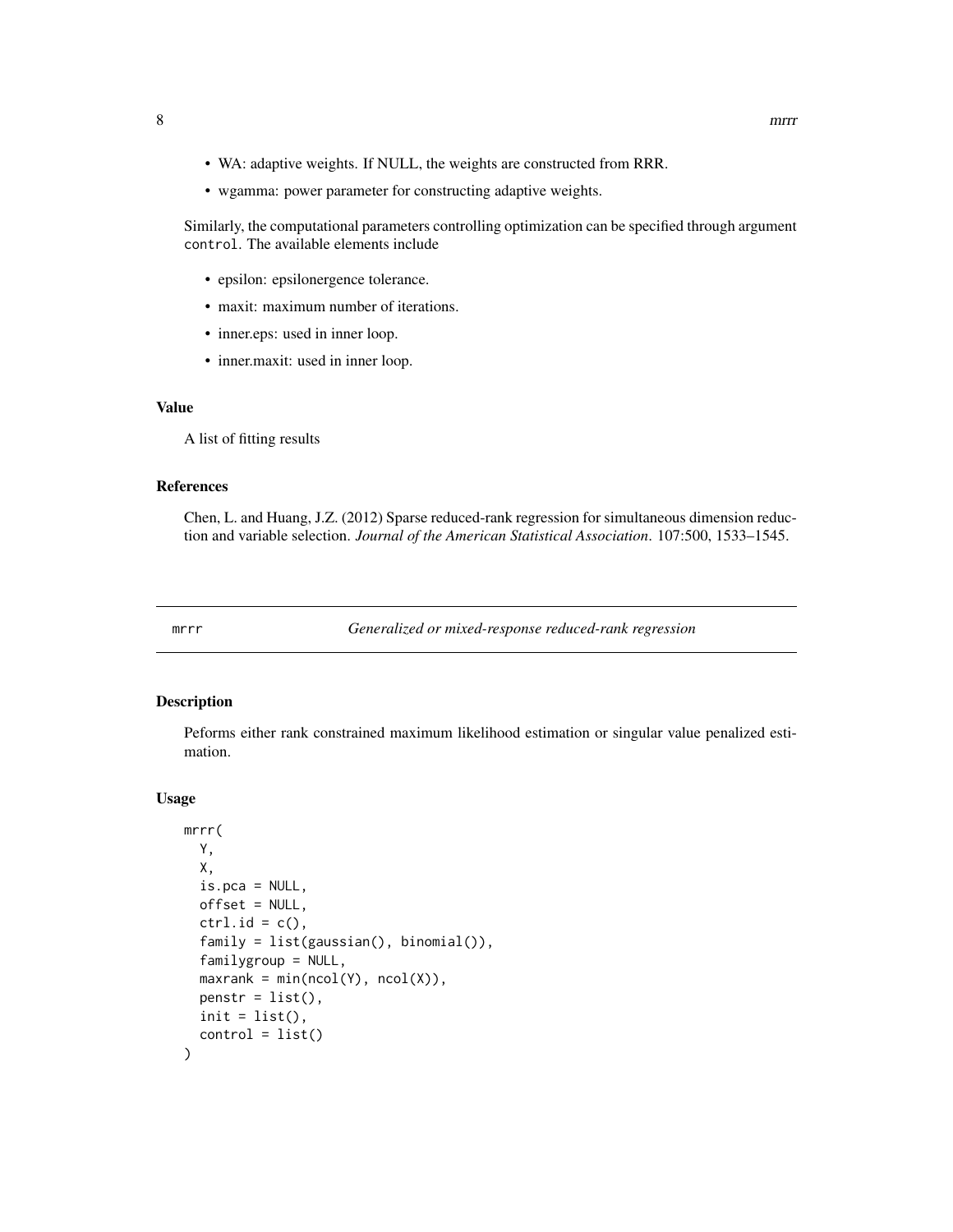- WA: adaptive weights. If NULL, the weights are constructed from RRR.
- wgamma: power parameter for constructing adaptive weights.

Similarly, the computational parameters controlling optimization can be specified through argument `control`. The available elements include

- epsilon: epsilonergence tolerance.
- maxit: maximum number of iterations.
- inner.eps: used in inner loop.
- inner.maxit: used in inner loop.

### Value

A list of fitting results

### References

Chen, L. and Huang, J.Z. (2012) Sparse reduced-rank regression for simultaneous dimension reduction and variable selection. *Journal of the American Statistical Association*. 107:500, 1533–1545.

---

## mrrr — *Generalized or mixed-response reduced-rank regression*

### Description

Peforms either rank constrained maximum likelihood estimation or singular value penalized estimation.

### Usage

```
mrrr(
  Y,
  X,
  is.pca = NULL,
  offset = NULL,
  ctrl.id = c(),
  family = list(gaussian(), binomial()),
  familygroup = NULL,
  maxrank = min(ncol(Y), ncol(X)),
  penstr = list(),
  init = list(),
  control = list()
)
```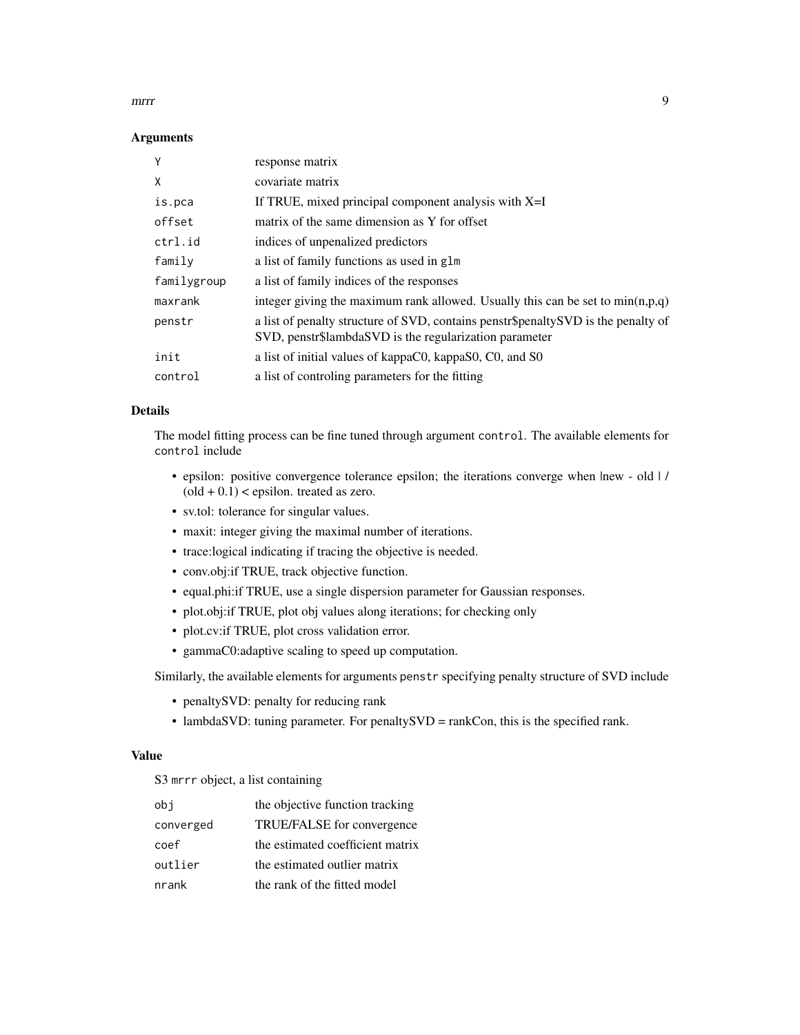### Arguments

| | |
|---|---|
| `Y` | response matrix |
| `X` | covariate matrix |
| `is.pca` | If TRUE, mixed principal component analysis with X=I |
| `offset` | matrix of the same dimension as Y for offset |
| `ctrl.id` | indices of unpenalized predictors |
| `family` | a list of family functions as used in `glm` |
| `familygroup` | a list of family indices of the responses |
| `maxrank` | integer giving the maximum rank allowed. Usually this can be set to min(n,p,q) |
| `penstr` | a list of penalty structure of SVD, contains penstr$penaltySVD is the penalty of SVD, penstr$lambdaSVD is the regularization parameter |
| `init` | a list of initial values of kappaC0, kappaS0, C0, and S0 |
| `control` | a list of controling parameters for the fitting |

### Details

The model fitting process can be fine tuned through argument `control`. The available elements for `control` include

- epsilon: positive convergence tolerance epsilon; the iterations converge when |new - old | / (old + 0.1) < epsilon. treated as zero.
- sv.tol: tolerance for singular values.
- maxit: integer giving the maximal number of iterations.
- trace:logical indicating if tracing the objective is needed.
- conv.obj:if TRUE, track objective function.
- equal.phi:if TRUE, use a single dispersion parameter for Gaussian responses.
- plot.obj:if TRUE, plot obj values along iterations; for checking only
- plot.cv:if TRUE, plot cross validation error.
- gammaC0:adaptive scaling to speed up computation.

Similarly, the available elements for arguments `penstr` specifying penalty structure of SVD include

- penaltySVD: penalty for reducing rank
- lambdaSVD: tuning parameter. For penaltySVD = rankCon, this is the specified rank.

### Value

S3 `mrrr` object, a list containing

| | |
|---|---|
| `obj` | the objective function tracking |
| `converged` | TRUE/FALSE for convergence |
| `coef` | the estimated coefficient matrix |
| `outlier` | the estimated outlier matrix |
| `nrank` | the rank of the fitted model |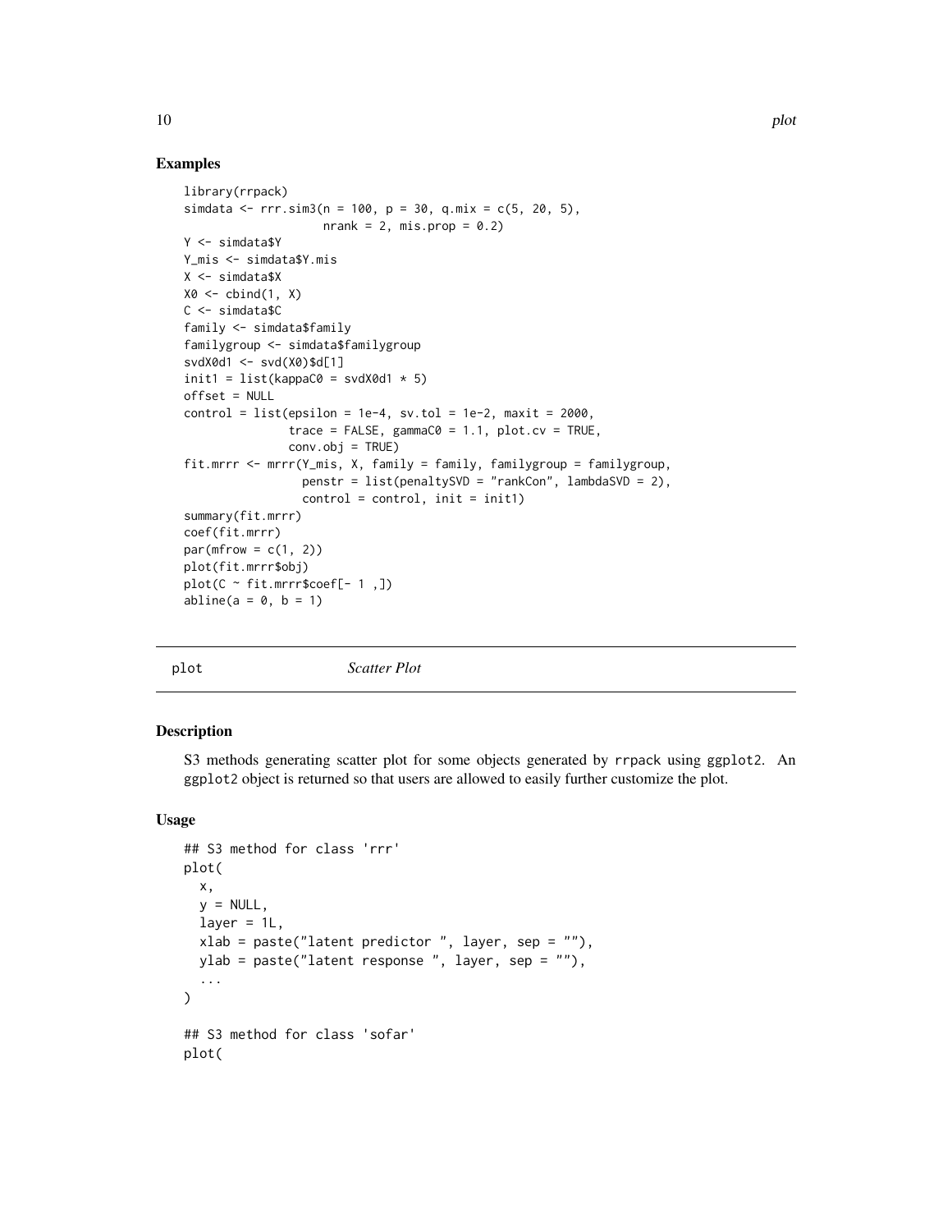## Examples

```
library(rrpack)
simdata <- rrr.sim3(n = 100, p = 30, q.mix = c(5, 20, 5),
                    nrank = 2, mis.prop = 0.2)
Y <- simdata$Y
Y_mis <- simdata$Y.mis
X <- simdata$X
X0 <- cbind(1, X)
C <- simdata$C
family <- simdata$family
familygroup <- simdata$familygroup
svdX0d1 <- svd(X0)$d[1]
init1 = list(kappaC0 = svdX0d1 * 5)
offset = NULL
control = list(epsilon = 1e-4, sv.tol = 1e-2, maxit = 2000,
               trace = FALSE, gammaC0 = 1.1, plot.cv = TRUE,
               conv.obj = TRUE)
fit.mrrr <- mrrr(Y_mis, X, family = family, familygroup = familygroup,
                 penstr = list(penaltySVD = "rankCon", lambdaSVD = 2),
                 control = control, init = init1)
summary(fit.mrrr)
coef(fit.mrrr)
par(mfrow = c(1, 2))
plot(fit.mrrr$obj)
plot(C ~ fit.mrrr$coef[- 1 ,])
abline(a = 0, b = 1)
```

---

`plot` *Scatter Plot*

---

## Description

S3 methods generating scatter plot for some objects generated by `rrpack` using `ggplot2`. An `ggplot2` object is returned so that users are allowed to easily further customize the plot.

## Usage

```
## S3 method for class 'rrr'
plot(
  x,
  y = NULL,
  layer = 1L,
  xlab = paste("latent predictor ", layer, sep = ""),
  ylab = paste("latent response ", layer, sep = ""),
  ...
)

## S3 method for class 'sofar'
plot(
```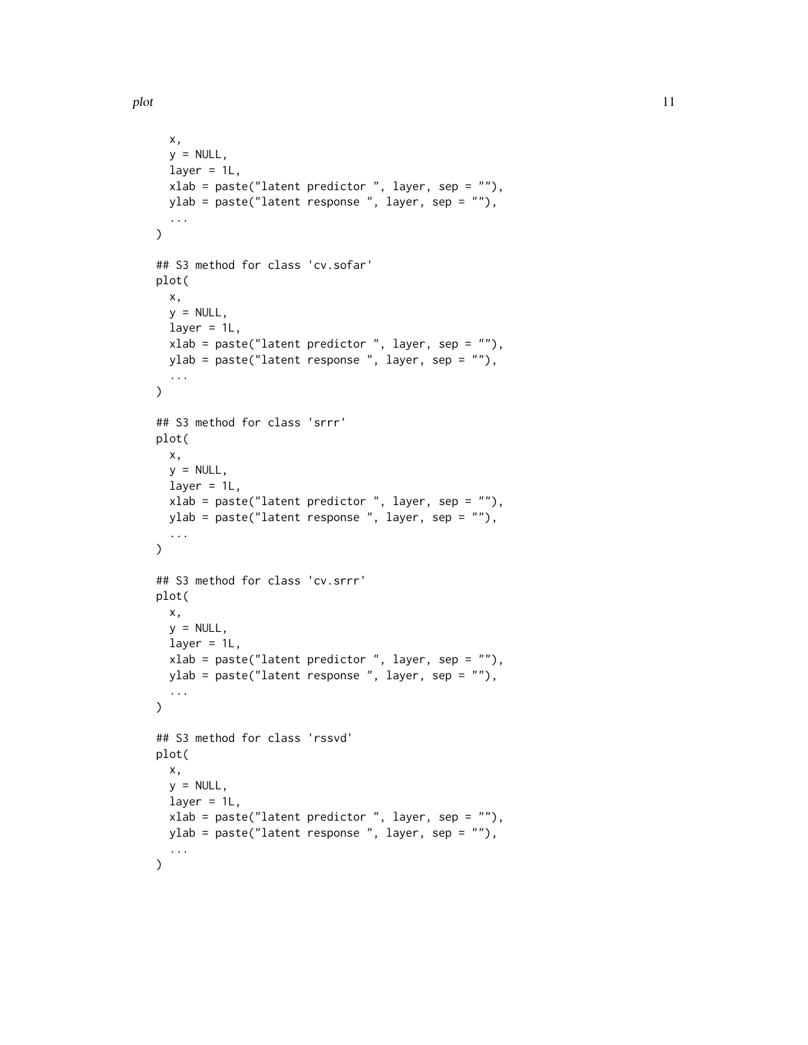```
  x,
  y = NULL,
  layer = 1L,
  xlab = paste("latent predictor ", layer, sep = ""),
  ylab = paste("latent response ", layer, sep = ""),
  ...
)

## S3 method for class 'cv.sofar'
plot(
  x,
  y = NULL,
  layer = 1L,
  xlab = paste("latent predictor ", layer, sep = ""),
  ylab = paste("latent response ", layer, sep = ""),
  ...
)

## S3 method for class 'srrr'
plot(
  x,
  y = NULL,
  layer = 1L,
  xlab = paste("latent predictor ", layer, sep = ""),
  ylab = paste("latent response ", layer, sep = ""),
  ...
)

## S3 method for class 'cv.srrr'
plot(
  x,
  y = NULL,
  layer = 1L,
  xlab = paste("latent predictor ", layer, sep = ""),
  ylab = paste("latent response ", layer, sep = ""),
  ...
)

## S3 method for class 'rssvd'
plot(
  x,
  y = NULL,
  layer = 1L,
  xlab = paste("latent predictor ", layer, sep = ""),
  ylab = paste("latent response ", layer, sep = ""),
  ...
)
```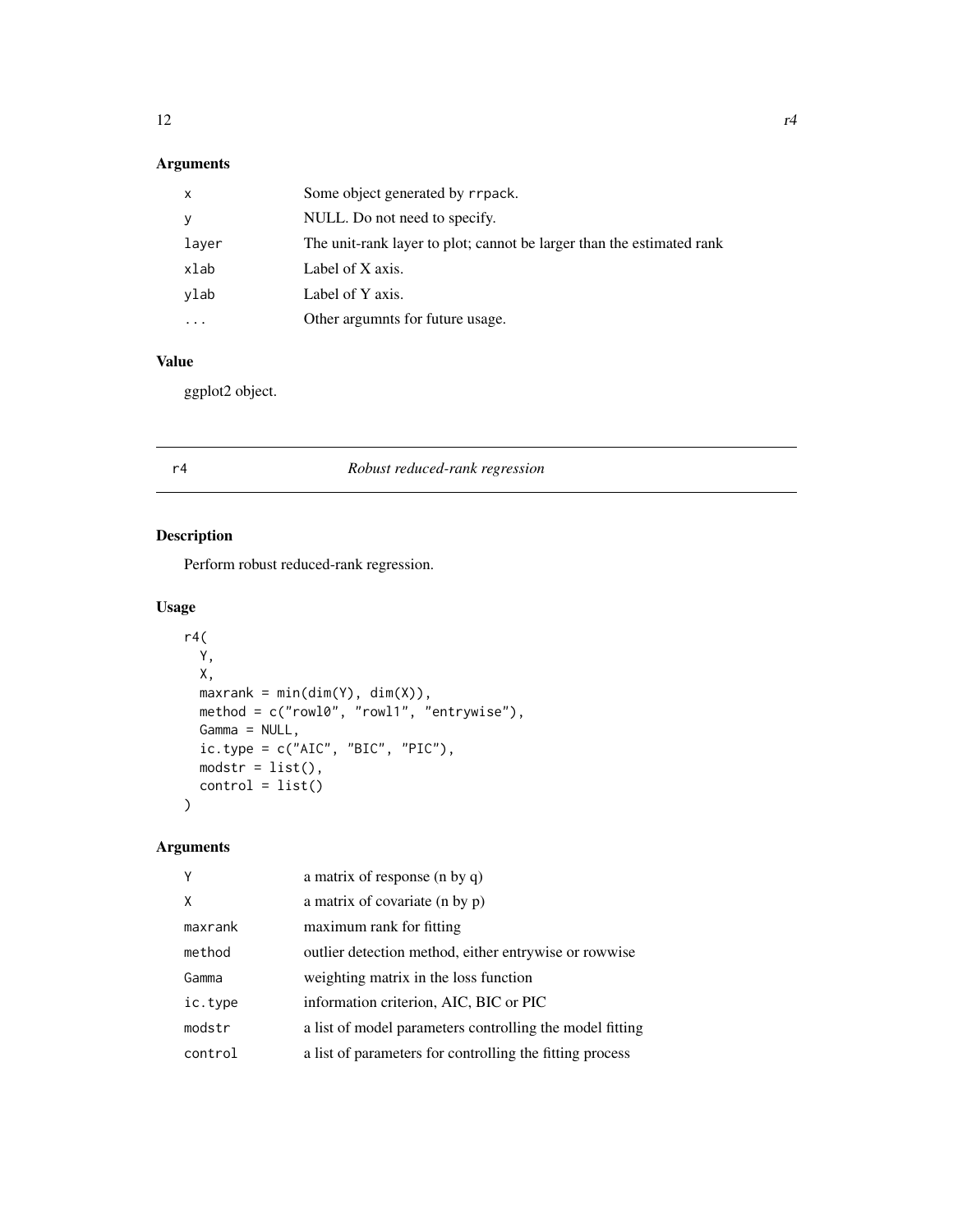## Arguments

| | |
|---|---|
| x | Some object generated by rrpack. |
| y | NULL. Do not need to specify. |
| layer | The unit-rank layer to plot; cannot be larger than the estimated rank |
| xlab | Label of X axis. |
| ylab | Label of Y axis. |
| ... | Other argumnts for future usage. |

## Value

ggplot2 object.

---

# r4 *Robust reduced-rank regression*

## Description

Perform robust reduced-rank regression.

## Usage

```
r4(
  Y,
  X,
  maxrank = min(dim(Y), dim(X)),
  method = c("rowl0", "rowl1", "entrywise"),
  Gamma = NULL,
  ic.type = c("AIC", "BIC", "PIC"),
  modstr = list(),
  control = list()
)
```

## Arguments

| | |
|---|---|
| Y | a matrix of response (n by q) |
| X | a matrix of covariate (n by p) |
| maxrank | maximum rank for fitting |
| method | outlier detection method, either entrywise or rowwise |
| Gamma | weighting matrix in the loss function |
| ic.type | information criterion, AIC, BIC or PIC |
| modstr | a list of model parameters controlling the model fitting |
| control | a list of parameters for controlling the fitting process |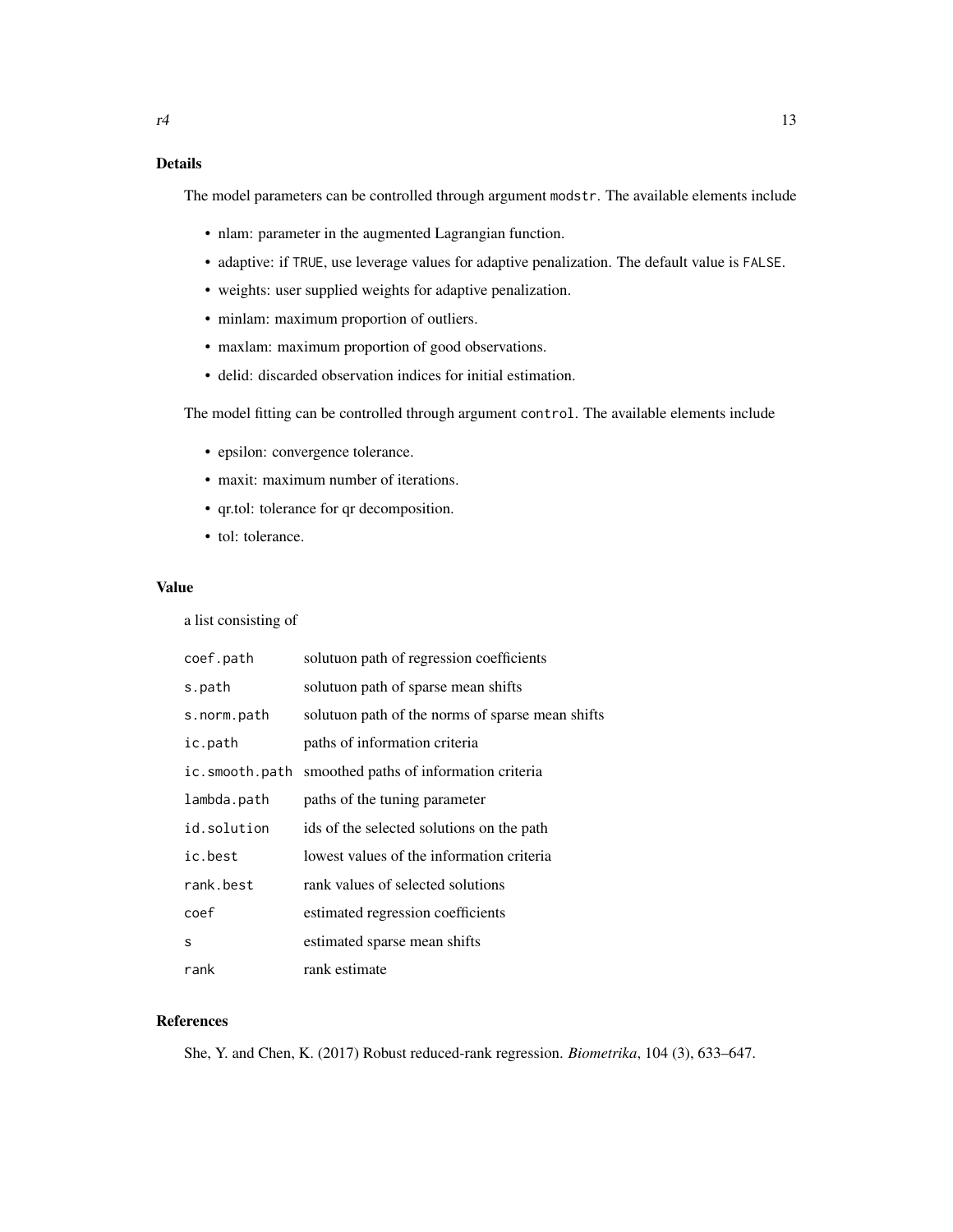## Details

The model parameters can be controlled through argument `modstr`. The available elements include

- nlam: parameter in the augmented Lagrangian function.
- adaptive: if `TRUE`, use leverage values for adaptive penalization. The default value is `FALSE`.
- weights: user supplied weights for adaptive penalization.
- minlam: maximum proportion of outliers.
- maxlam: maximum proportion of good observations.
- delid: discarded observation indices for initial estimation.

The model fitting can be controlled through argument `control`. The available elements include

- epsilon: convergence tolerance.
- maxit: maximum number of iterations.
- qr.tol: tolerance for qr decomposition.
- tol: tolerance.

## Value

a list consisting of

| | |
|---|---|
| `coef.path` | solutuon path of regression coefficients |
| `s.path` | solutuon path of sparse mean shifts |
| `s.norm.path` | solutuon path of the norms of sparse mean shifts |
| `ic.path` | paths of information criteria |
| `ic.smooth.path` | smoothed paths of information criteria |
| `lambda.path` | paths of the tuning parameter |
| `id.solution` | ids of the selected solutions on the path |
| `ic.best` | lowest values of the information criteria |
| `rank.best` | rank values of selected solutions |
| `coef` | estimated regression coefficients |
| `s` | estimated sparse mean shifts |
| `rank` | rank estimate |

## References

She, Y. and Chen, K. (2017) Robust reduced-rank regression. *Biometrika*, 104 (3), 633–647.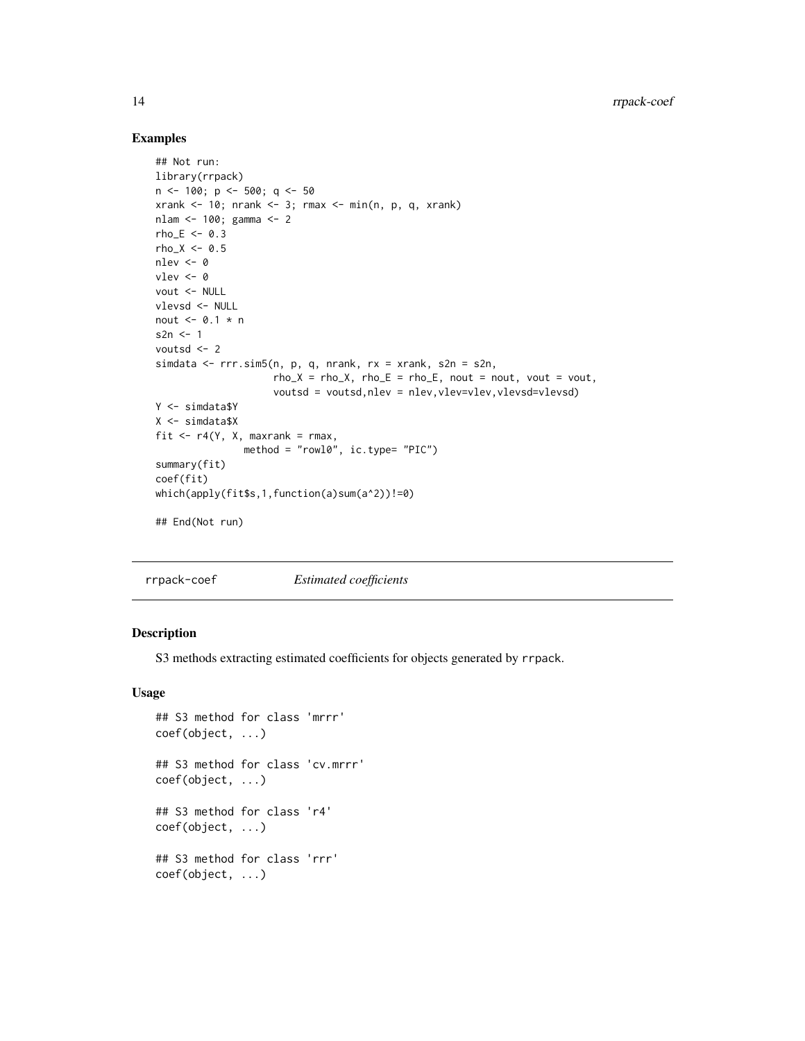## Examples

```
## Not run:
library(rrpack)
n <- 100; p <- 500; q <- 50
xrank <- 10; nrank <- 3; rmax <- min(n, p, q, xrank)
nlam <- 100; gamma <- 2
rho_E <- 0.3
rho_X <- 0.5
nlev <- 0
vlev <- 0
vout <- NULL
vlevsd <- NULL
nout <- 0.1 * n
s2n <- 1
voutsd <- 2
simdata <- rrr.sim5(n, p, q, nrank, rx = xrank, s2n = s2n,
                    rho_X = rho_X, rho_E = rho_E, nout = nout, vout = vout,
                    voutsd = voutsd,nlev = nlev,vlev=vlev,vlevsd=vlevsd)
Y <- simdata$Y
X <- simdata$X
fit <- r4(Y, X, maxrank = rmax,
               method = "rowl0", ic.type= "PIC")
summary(fit)
coef(fit)
which(apply(fit$s,1,function(a)sum(a^2))!=0)

## End(Not run)
```

---

## rrpack-coef &nbsp;&nbsp;&nbsp; *Estimated coefficients*

### Description

S3 methods extracting estimated coefficients for objects generated by `rrpack`.

### Usage

```
## S3 method for class 'mrrr'
coef(object, ...)

## S3 method for class 'cv.mrrr'
coef(object, ...)

## S3 method for class 'r4'
coef(object, ...)

## S3 method for class 'rrr'
coef(object, ...)
```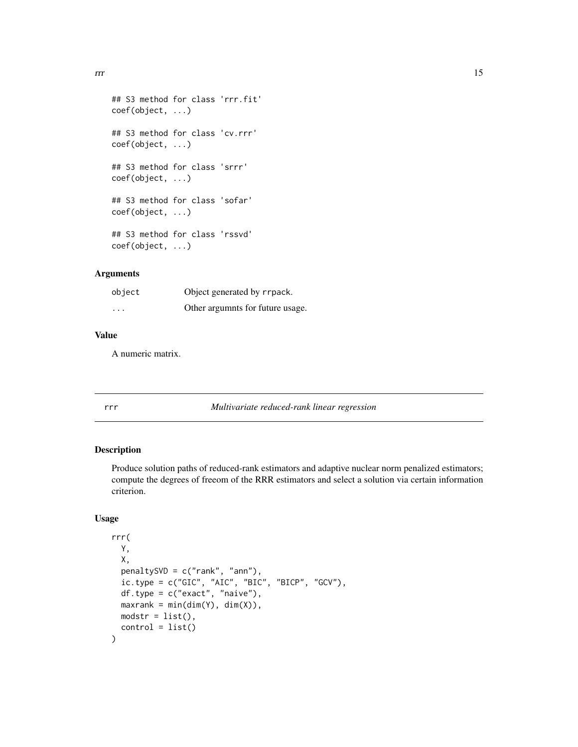```
## S3 method for class 'rrr.fit'
coef(object, ...)

## S3 method for class 'cv.rrr'
coef(object, ...)

## S3 method for class 'srrr'
coef(object, ...)

## S3 method for class 'sofar'
coef(object, ...)

## S3 method for class 'rssvd'
coef(object, ...)
```

### Arguments

| | |
|---|---|
| object | Object generated by `rrpack`. |
| ... | Other argumnts for future usage. |

### Value

A numeric matrix.

---

## rrr — *Multivariate reduced-rank linear regression*

---

### Description

Produce solution paths of reduced-rank estimators and adaptive nuclear norm penalized estimators; compute the degrees of freeom of the RRR estimators and select a solution via certain information criterion.

### Usage

```
rrr(
  Y,
  X,
  penaltySVD = c("rank", "ann"),
  ic.type = c("GIC", "AIC", "BIC", "BICP", "GCV"),
  df.type = c("exact", "naive"),
  maxrank = min(dim(Y), dim(X)),
  modstr = list(),
  control = list()
)
```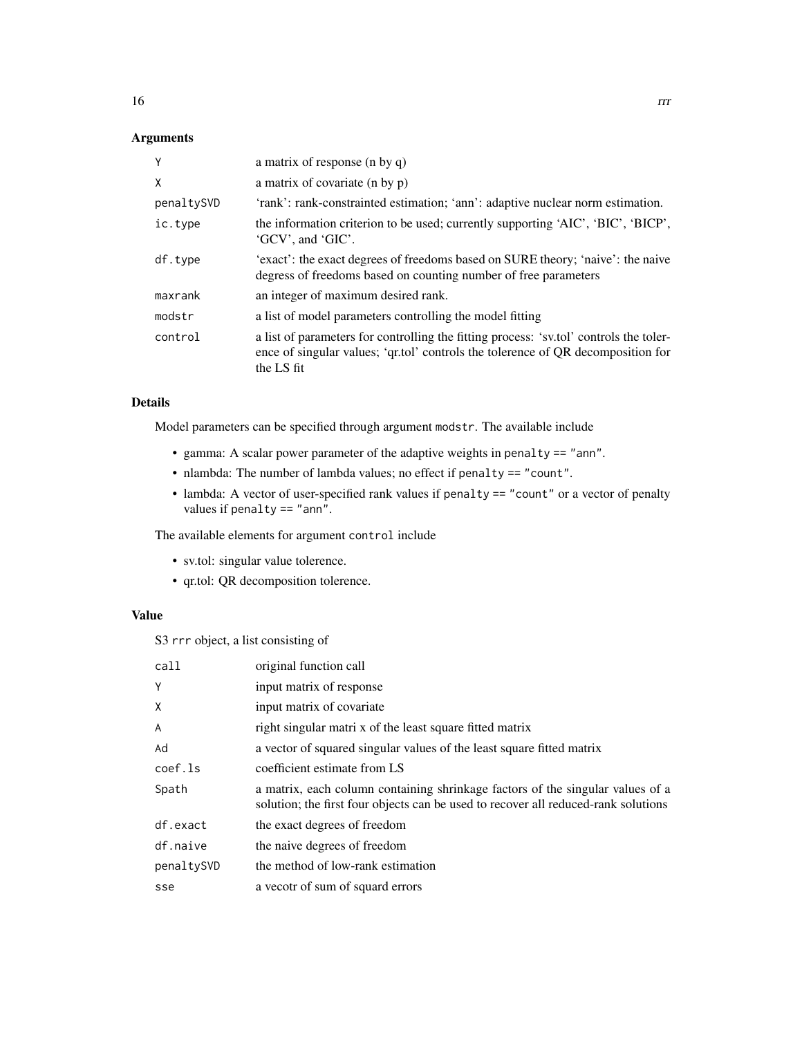## Arguments

| | |
|---|---|
| `Y` | a matrix of response (n by q) |
| `X` | a matrix of covariate (n by p) |
| `penaltySVD` | 'rank': rank-constrainted estimation; 'ann': adaptive nuclear norm estimation. |
| `ic.type` | the information criterion to be used; currently supporting 'AIC', 'BIC', 'BICP', 'GCV', and 'GIC'. |
| `df.type` | 'exact': the exact degrees of freedoms based on SURE theory; 'naive': the naive degress of freedoms based on counting number of free parameters |
| `maxrank` | an integer of maximum desired rank. |
| `modstr` | a list of model parameters controlling the model fitting |
| `control` | a list of parameters for controlling the fitting process: 'sv.tol' controls the tolerence of singular values; 'qr.tol' controls the tolerence of QR decomposition for the LS fit |

## Details

Model parameters can be specified through argument `modstr`. The available include

- gamma: A scalar power parameter of the adaptive weights in `penalty == "ann"`.
- nlambda: The number of lambda values; no effect if `penalty == "count"`.
- lambda: A vector of user-specified rank values if `penalty == "count"` or a vector of penalty values if `penalty == "ann"`.

The available elements for argument `control` include

- sv.tol: singular value tolerence.
- qr.tol: QR decomposition tolerence.

## Value

S3 `rrr` object, a list consisting of

| | |
|---|---|
| `call` | original function call |
| `Y` | input matrix of response |
| `X` | input matrix of covariate |
| `A` | right singular matri x of the least square fitted matrix |
| `Ad` | a vector of squared singular values of the least square fitted matrix |
| `coef.ls` | coefficient estimate from LS |
| `Spath` | a matrix, each column containing shrinkage factors of the singular values of a solution; the first four objects can be used to recover all reduced-rank solutions |
| `df.exact` | the exact degrees of freedom |
| `df.naive` | the naive degrees of freedom |
| `penaltySVD` | the method of low-rank estimation |
| `sse` | a vecotr of sum of squard errors |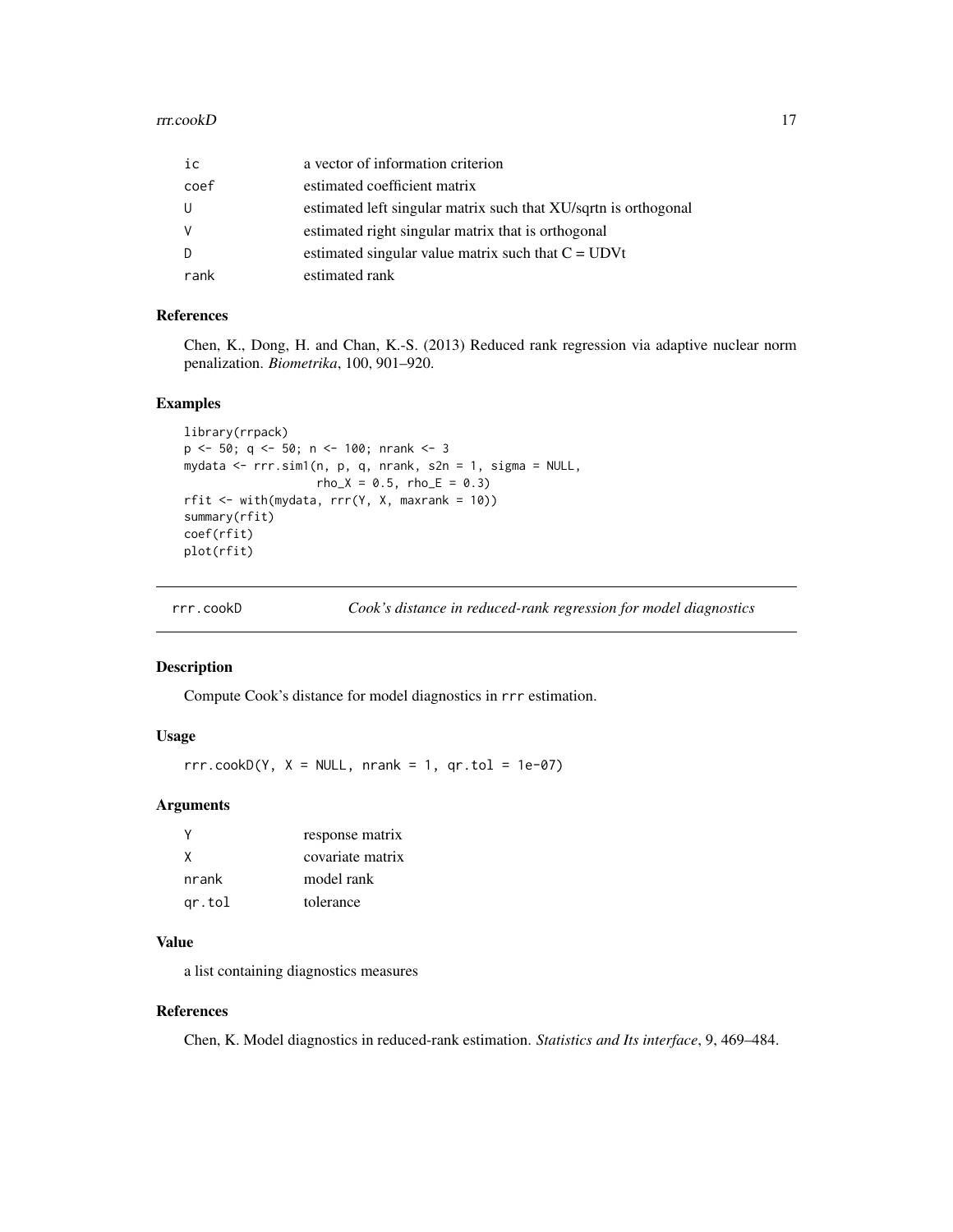| | |
|---|---|
| ic | a vector of information criterion |
| coef | estimated coefficient matrix |
| U | estimated left singular matrix such that XU/sqrtn is orthogonal |
| V | estimated right singular matrix that is orthogonal |
| D | estimated singular value matrix such that C = UDVt |
| rank | estimated rank |

### References

Chen, K., Dong, H. and Chan, K.-S. (2013) Reduced rank regression via adaptive nuclear norm penalization. *Biometrika*, 100, 901–920.

### Examples

```
library(rrpack)
p <- 50; q <- 50; n <- 100; nrank <- 3
mydata <- rrr.sim1(n, p, q, nrank, s2n = 1, sigma = NULL,
                   rho_X = 0.5, rho_E = 0.3)
rfit <- with(mydata, rrr(Y, X, maxrank = 10))
summary(rfit)
coef(rfit)
plot(rfit)
```

## rrr.cookD — *Cook's distance in reduced-rank regression for model diagnostics*

### Description

Compute Cook's distance for model diagnostics in `rrr` estimation.

### Usage

```
rrr.cookD(Y, X = NULL, nrank = 1, qr.tol = 1e-07)
```

### Arguments

| | |
|---|---|
| Y | response matrix |
| X | covariate matrix |
| nrank | model rank |
| qr.tol | tolerance |

### Value

a list containing diagnostics measures

### References

Chen, K. Model diagnostics in reduced-rank estimation. *Statistics and Its interface*, 9, 469–484.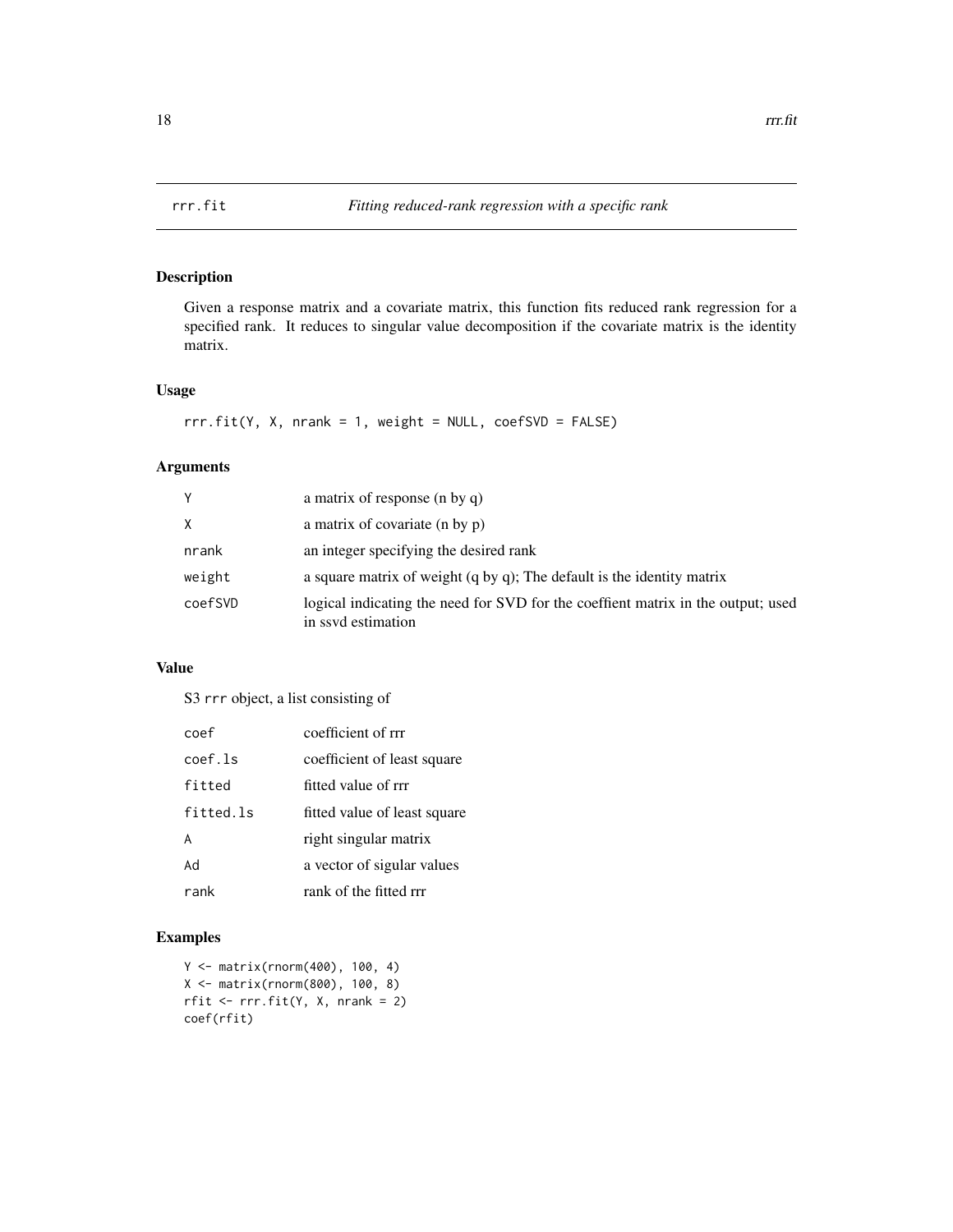# rrr.fit *Fitting reduced-rank regression with a specific rank*

## Description

Given a response matrix and a covariate matrix, this function fits reduced rank regression for a specified rank. It reduces to singular value decomposition if the covariate matrix is the identity matrix.

## Usage

```
rrr.fit(Y, X, nrank = 1, weight = NULL, coefSVD = FALSE)
```

## Arguments

| | |
|---|---|
| Y | a matrix of response (n by q) |
| X | a matrix of covariate (n by p) |
| nrank | an integer specifying the desired rank |
| weight | a square matrix of weight (q by q); The default is the identity matrix |
| coefSVD | logical indicating the need for SVD for the coeffient matrix in the output; used in ssvd estimation |

## Value

S3 rrr object, a list consisting of

| | |
|---|---|
| coef | coefficient of rrr |
| coef.ls | coefficient of least square |
| fitted | fitted value of rrr |
| fitted.ls | fitted value of least square |
| A | right singular matrix |
| Ad | a vector of sigular values |
| rank | rank of the fitted rrr |

## Examples

```
Y <- matrix(rnorm(400), 100, 4)
X <- matrix(rnorm(800), 100, 8)
rfit <- rrr.fit(Y, X, nrank = 2)
coef(rfit)
```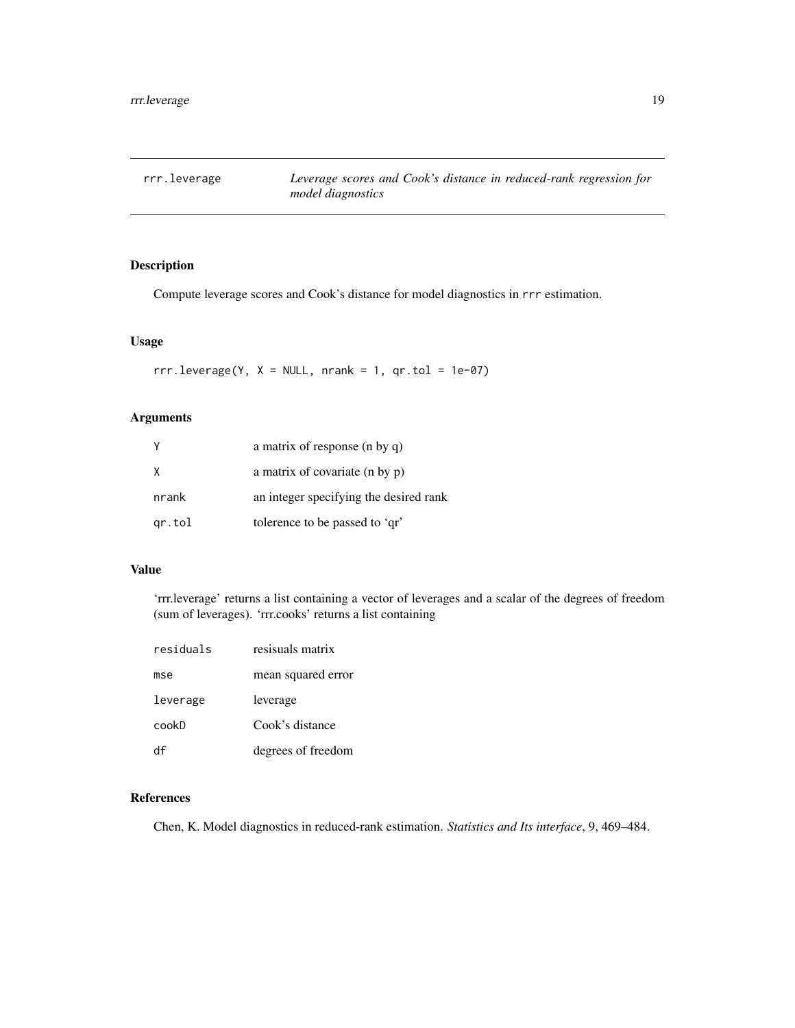## rrr.leverage — *Leverage scores and Cook's distance in reduced-rank regression for model diagnostics*

### Description

Compute leverage scores and Cook's distance for model diagnostics in `rrr` estimation.

### Usage

```
rrr.leverage(Y, X = NULL, nrank = 1, qr.tol = 1e-07)
```

### Arguments

| | |
|---|---|
| `Y` | a matrix of response (n by q) |
| `X` | a matrix of covariate (n by p) |
| `nrank` | an integer specifying the desired rank |
| `qr.tol` | tolerence to be passed to 'qr' |

### Value

'rrr.leverage' returns a list containing a vector of leverages and a scalar of the degrees of freedom (sum of leverages). 'rrr.cooks' returns a list containing

| | |
|---|---|
| `residuals` | resisuals matrix |
| `mse` | mean squared error |
| `leverage` | leverage |
| `cookD` | Cook's distance |
| `df` | degrees of freedom |

### References

Chen, K. Model diagnostics in reduced-rank estimation. *Statistics and Its interface*, 9, 469–484.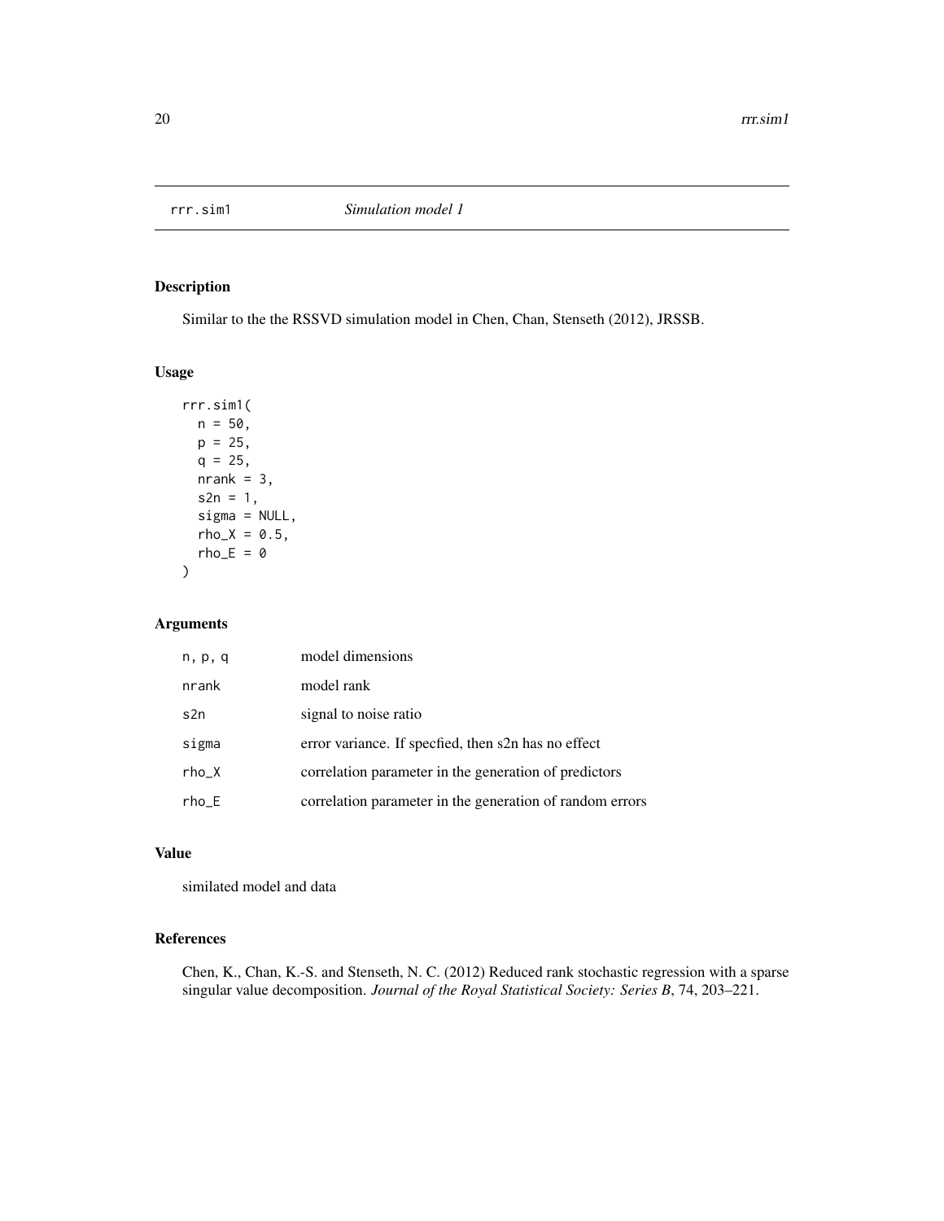| rrr.sim1 | *Simulation model 1* |
|---|---|

## Description

Similar to the the RSSVD simulation model in Chen, Chan, Stenseth (2012), JRSSB.

## Usage

```
rrr.sim1(
  n = 50,
  p = 25,
  q = 25,
  nrank = 3,
  s2n = 1,
  sigma = NULL,
  rho_X = 0.5,
  rho_E = 0
)
```

## Arguments

| | |
|---|---|
| n, p, q | model dimensions |
| nrank | model rank |
| s2n | signal to noise ratio |
| sigma | error variance. If specfied, then s2n has no effect |
| rho_X | correlation parameter in the generation of predictors |
| rho_E | correlation parameter in the generation of random errors |

## Value

similated model and data

## References

Chen, K., Chan, K.-S. and Stenseth, N. C. (2012) Reduced rank stochastic regression with a sparse singular value decomposition. *Journal of the Royal Statistical Society: Series B*, 74, 203–221.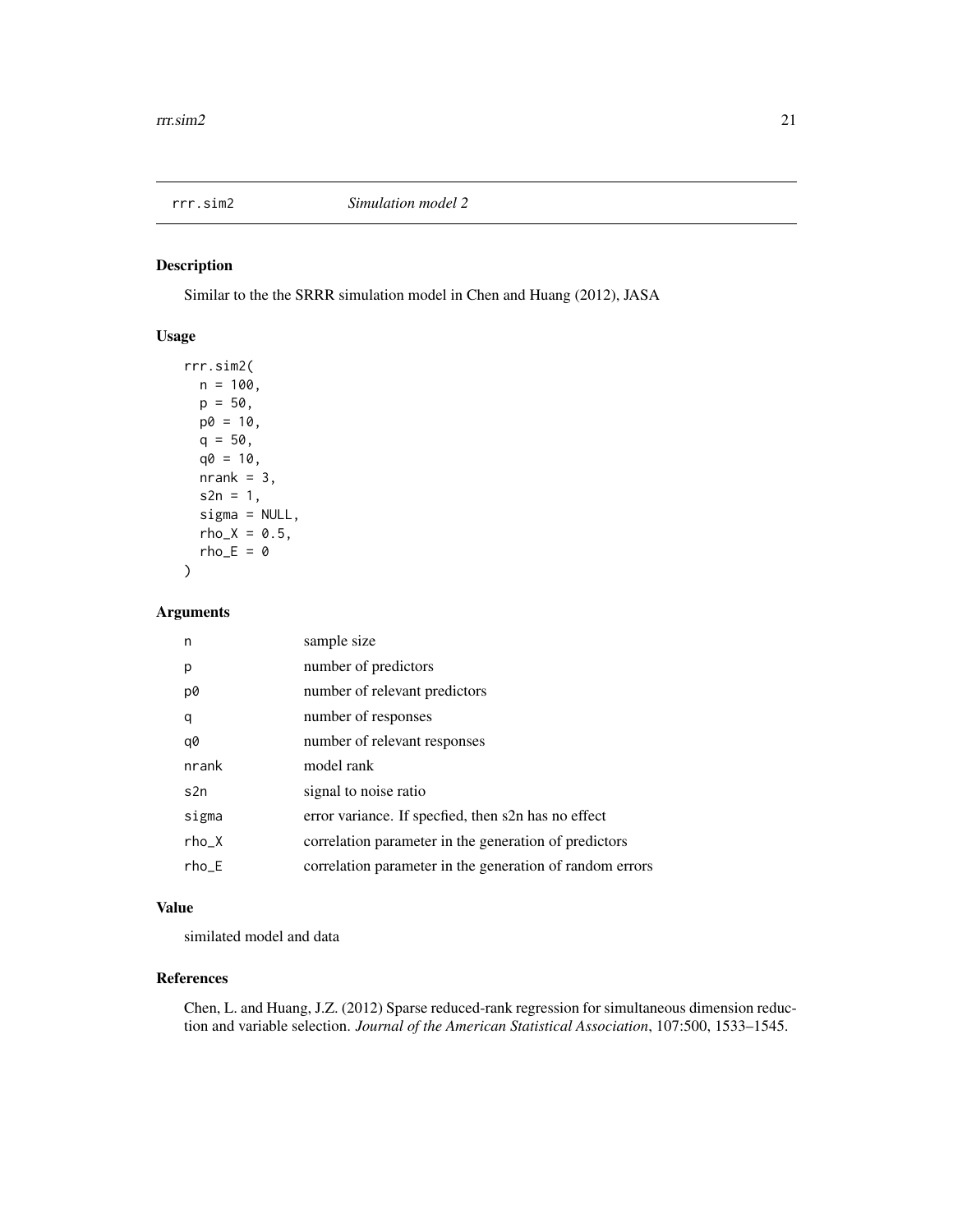## rrr.sim2 *Simulation model 2*

### Description

Similar to the the SRRR simulation model in Chen and Huang (2012), JASA

### Usage

```
rrr.sim2(
  n = 100,
  p = 50,
  p0 = 10,
  q = 50,
  q0 = 10,
  nrank = 3,
  s2n = 1,
  sigma = NULL,
  rho_X = 0.5,
  rho_E = 0
)
```

### Arguments

| | |
|---|---|
| n | sample size |
| p | number of predictors |
| p0 | number of relevant predictors |
| q | number of responses |
| q0 | number of relevant responses |
| nrank | model rank |
| s2n | signal to noise ratio |
| sigma | error variance. If specfied, then s2n has no effect |
| rho_X | correlation parameter in the generation of predictors |
| rho_E | correlation parameter in the generation of random errors |

### Value

similated model and data

### References

Chen, L. and Huang, J.Z. (2012) Sparse reduced-rank regression for simultaneous dimension reduction and variable selection. *Journal of the American Statistical Association*, 107:500, 1533–1545.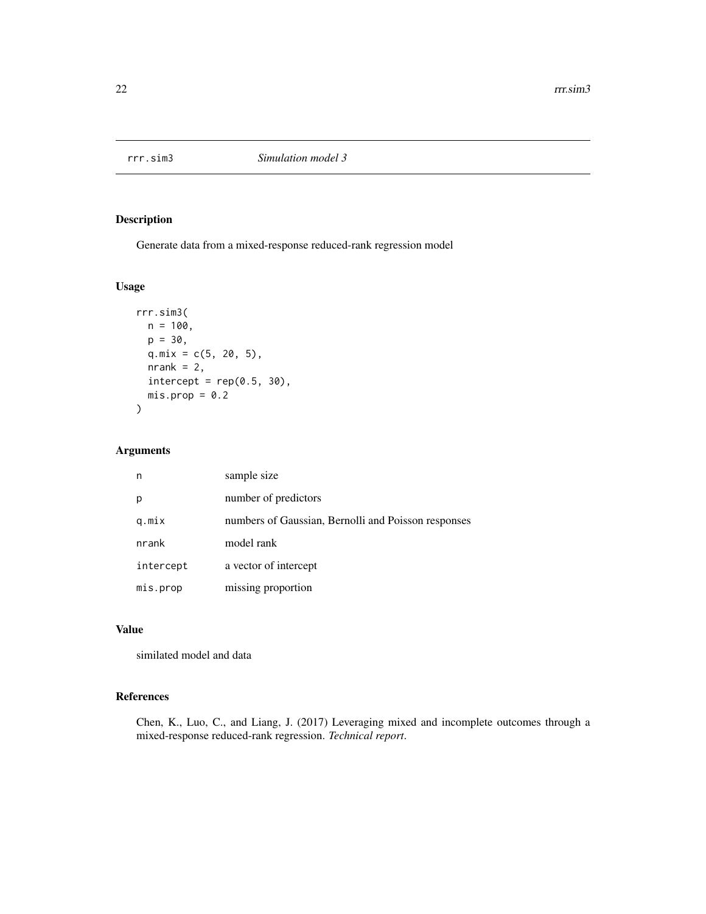# rrr.sim3 *Simulation model 3*

## Description

Generate data from a mixed-response reduced-rank regression model

## Usage

```
rrr.sim3(
  n = 100,
  p = 30,
  q.mix = c(5, 20, 5),
  nrank = 2,
  intercept = rep(0.5, 30),
  mis.prop = 0.2
)
```

## Arguments

| | |
|---|---|
| n | sample size |
| p | number of predictors |
| q.mix | numbers of Gaussian, Bernolli and Poisson responses |
| nrank | model rank |
| intercept | a vector of intercept |
| mis.prop | missing proportion |

## Value

similated model and data

## References

Chen, K., Luo, C., and Liang, J. (2017) Leveraging mixed and incomplete outcomes through a mixed-response reduced-rank regression. *Technical report*.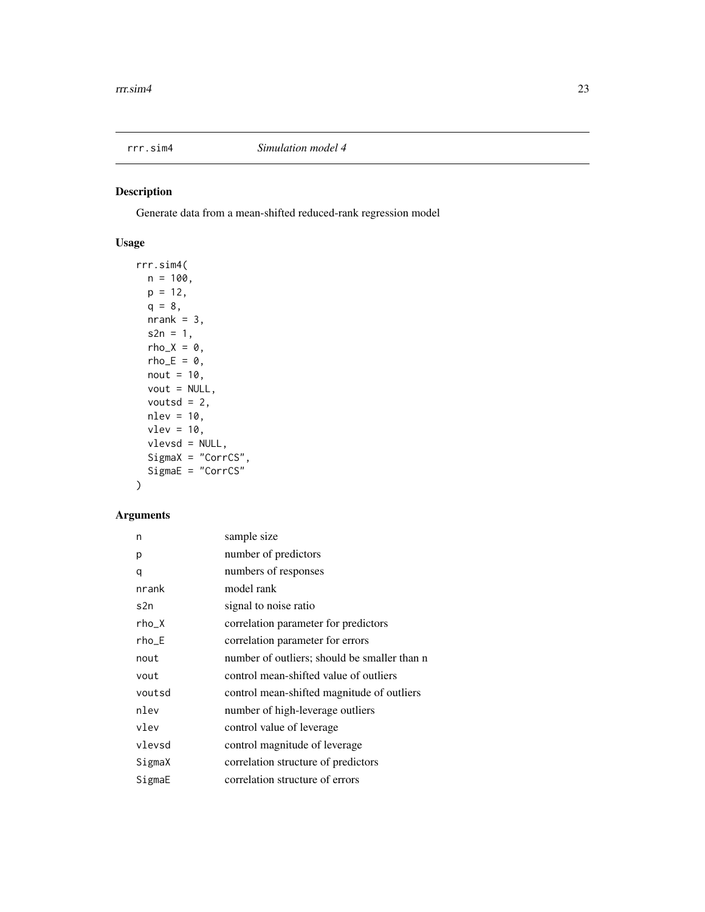# rrr.sim4 *Simulation model 4*

## Description

Generate data from a mean-shifted reduced-rank regression model

## Usage

```
rrr.sim4(
  n = 100,
  p = 12,
  q = 8,
  nrank = 3,
  s2n = 1,
  rho_X = 0,
  rho_E = 0,
  nout = 10,
  vout = NULL,
  voutsd = 2,
  nlev = 10,
  vlev = 10,
  vlevsd = NULL,
  SigmaX = "CorrCS",
  SigmaE = "CorrCS"
)
```

## Arguments

| | |
|---|---|
| n | sample size |
| p | number of predictors |
| q | numbers of responses |
| nrank | model rank |
| s2n | signal to noise ratio |
| rho_X | correlation parameter for predictors |
| rho_E | correlation parameter for errors |
| nout | number of outliers; should be smaller than n |
| vout | control mean-shifted value of outliers |
| voutsd | control mean-shifted magnitude of outliers |
| nlev | number of high-leverage outliers |
| vlev | control value of leverage |
| vlevsd | control magnitude of leverage |
| SigmaX | correlation structure of predictors |
| SigmaE | correlation structure of errors |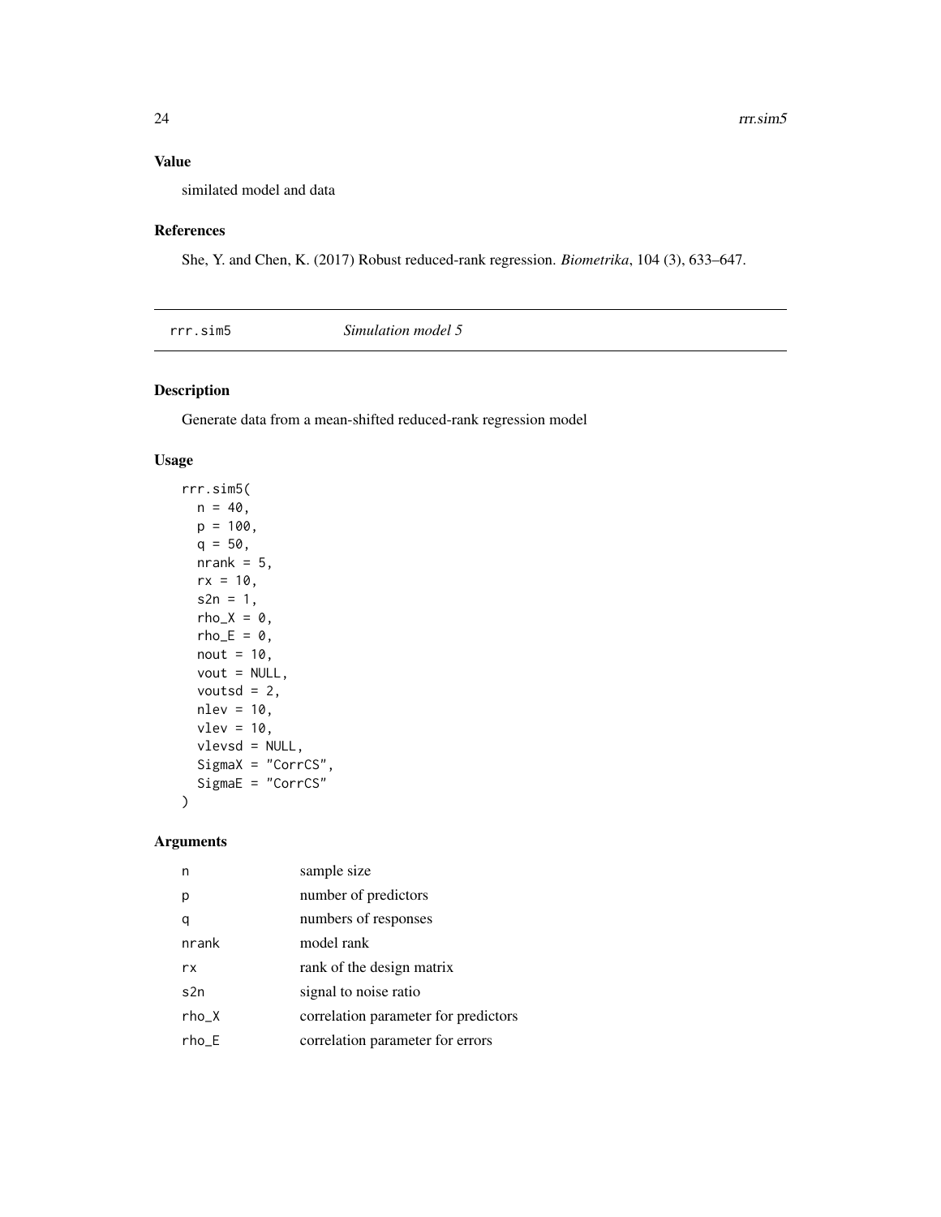## Value

similated model and data

## References

She, Y. and Chen, K. (2017) Robust reduced-rank regression. *Biometrika*, 104 (3), 633–647.

---

# rrr.sim5 *Simulation model 5*

## Description

Generate data from a mean-shifted reduced-rank regression model

## Usage

```
rrr.sim5(
  n = 40,
  p = 100,
  q = 50,
  nrank = 5,
  rx = 10,
  s2n = 1,
  rho_X = 0,
  rho_E = 0,
  nout = 10,
  vout = NULL,
  voutsd = 2,
  nlev = 10,
  vlev = 10,
  vlevsd = NULL,
  SigmaX = "CorrCS",
  SigmaE = "CorrCS"
)
```

## Arguments

| | |
|---|---|
| n | sample size |
| p | number of predictors |
| q | numbers of responses |
| nrank | model rank |
| rx | rank of the design matrix |
| s2n | signal to noise ratio |
| rho_X | correlation parameter for predictors |
| rho_E | correlation parameter for errors |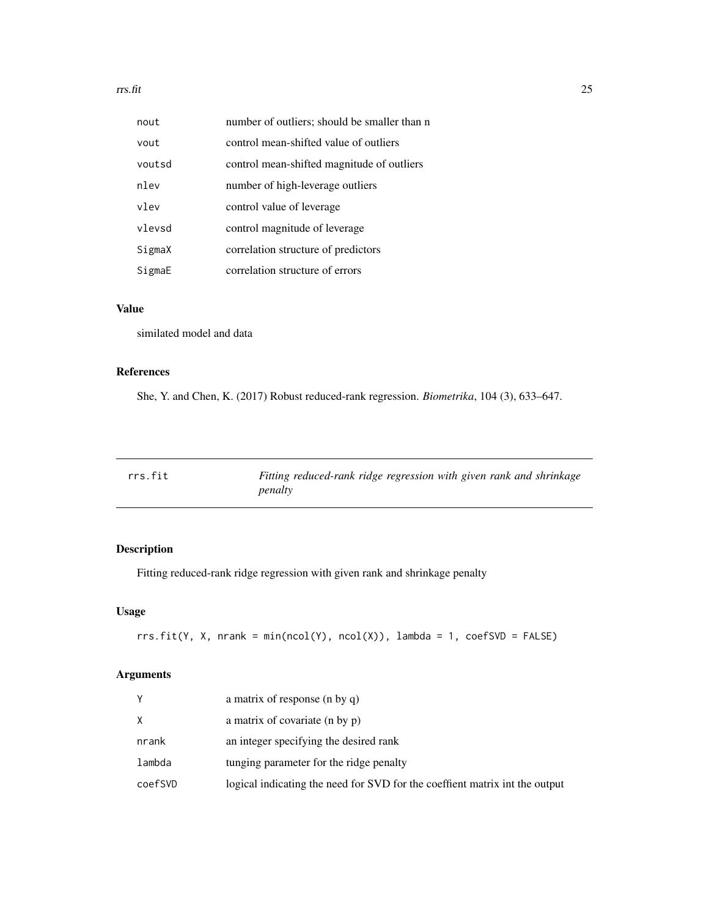| | |
|---|---|
| nout | number of outliers; should be smaller than n |
| vout | control mean-shifted value of outliers |
| voutsd | control mean-shifted magnitude of outliers |
| nlev | number of high-leverage outliers |
| vlev | control value of leverage |
| vlevsd | control magnitude of leverage |
| SigmaX | correlation structure of predictors |
| SigmaE | correlation structure of errors |

### Value

similated model and data

### References

She, Y. and Chen, K. (2017) Robust reduced-rank regression. *Biometrika*, 104 (3), 633–647.

---

## rrs.fit — *Fitting reduced-rank ridge regression with given rank and shrinkage penalty*

---

### Description

Fitting reduced-rank ridge regression with given rank and shrinkage penalty

### Usage

```
rrs.fit(Y, X, nrank = min(ncol(Y), ncol(X)), lambda = 1, coefSVD = FALSE)
```

### Arguments

| | |
|---|---|
| Y | a matrix of response (n by q) |
| X | a matrix of covariate (n by p) |
| nrank | an integer specifying the desired rank |
| lambda | tunging parameter for the ridge penalty |
| coefSVD | logical indicating the need for SVD for the coeffient matrix int the output |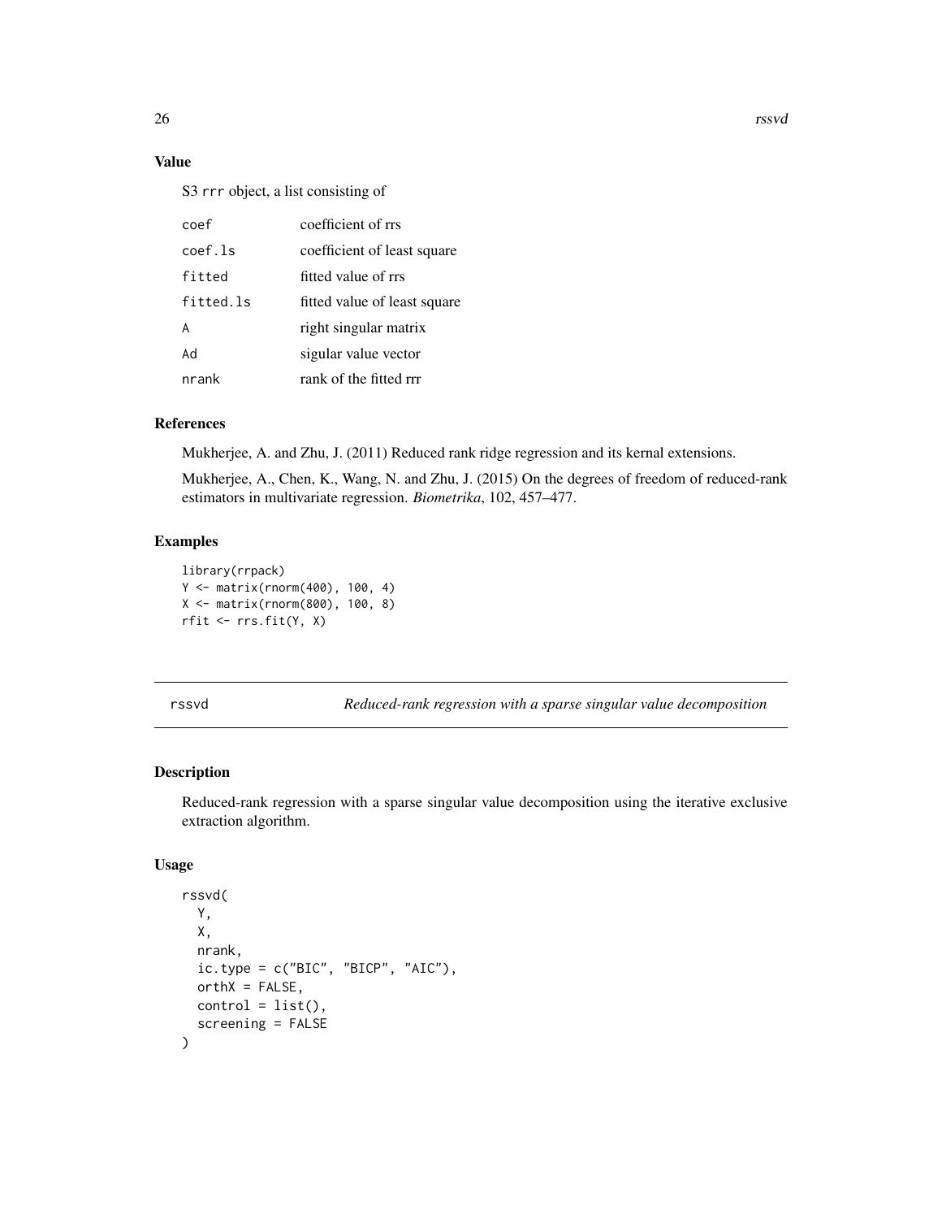### Value

S3 `rrr` object, a list consisting of

| | |
|---|---|
| `coef` | coefficient of rrs |
| `coef.ls` | coefficient of least square |
| `fitted` | fitted value of rrs |
| `fitted.ls` | fitted value of least square |
| `A` | right singular matrix |
| `Ad` | sigular value vector |
| `nrank` | rank of the fitted rrr |

### References

Mukherjee, A. and Zhu, J. (2011) Reduced rank ridge regression and its kernal extensions.

Mukherjee, A., Chen, K., Wang, N. and Zhu, J. (2015) On the degrees of freedom of reduced-rank estimators in multivariate regression. *Biometrika*, 102, 457–477.

### Examples

```
library(rrpack)
Y <- matrix(rnorm(400), 100, 4)
X <- matrix(rnorm(800), 100, 8)
rfit <- rrs.fit(Y, X)
```

---

## rssvd — *Reduced-rank regression with a sparse singular value decomposition*

### Description

Reduced-rank regression with a sparse singular value decomposition using the iterative exclusive extraction algorithm.

### Usage

```
rssvd(
  Y,
  X,
  nrank,
  ic.type = c("BIC", "BICP", "AIC"),
  orthX = FALSE,
  control = list(),
  screening = FALSE
)
```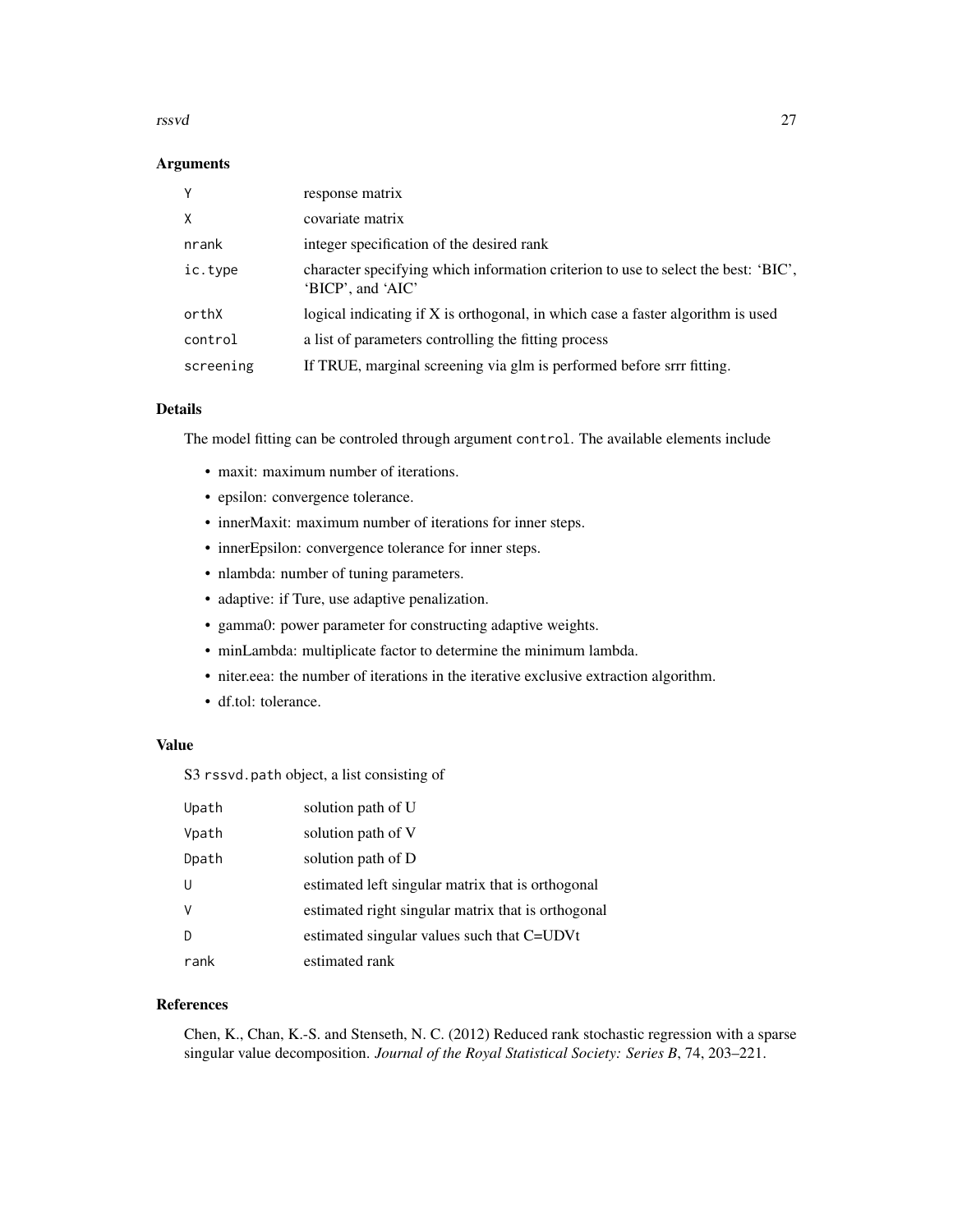## Arguments

| | |
|---|---|
| `Y` | response matrix |
| `X` | covariate matrix |
| `nrank` | integer specification of the desired rank |
| `ic.type` | character specifying which information criterion to use to select the best: 'BIC', 'BICP', and 'AIC' |
| `orthX` | logical indicating if X is orthogonal, in which case a faster algorithm is used |
| `control` | a list of parameters controlling the fitting process |
| `screening` | If TRUE, marginal screening via glm is performed before srrr fitting. |

## Details

The model fitting can be controled through argument `control`. The available elements include

- maxit: maximum number of iterations.
- epsilon: convergence tolerance.
- innerMaxit: maximum number of iterations for inner steps.
- innerEpsilon: convergence tolerance for inner steps.
- nlambda: number of tuning parameters.
- adaptive: if Ture, use adaptive penalization.
- gamma0: power parameter for constructing adaptive weights.
- minLambda: multiplicate factor to determine the minimum lambda.
- niter.eea: the number of iterations in the iterative exclusive extraction algorithm.
- df.tol: tolerance.

## Value

S3 `rssvd.path` object, a list consisting of

| | |
|---|---|
| `Upath` | solution path of U |
| `Vpath` | solution path of V |
| `Dpath` | solution path of D |
| `U` | estimated left singular matrix that is orthogonal |
| `V` | estimated right singular matrix that is orthogonal |
| `D` | estimated singular values such that C=UDVt |
| `rank` | estimated rank |

## References

Chen, K., Chan, K.-S. and Stenseth, N. C. (2012) Reduced rank stochastic regression with a sparse singular value decomposition. *Journal of the Royal Statistical Society: Series B*, 74, 203–221.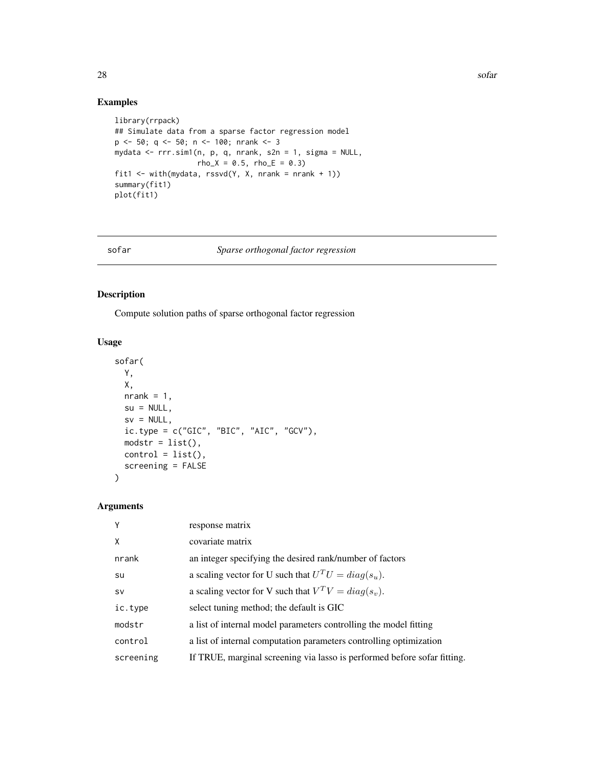## Examples

```
library(rrpack)
## Simulate data from a sparse factor regression model
p <- 50; q <- 50; n <- 100; nrank <- 3
mydata <- rrr.sim1(n, p, q, nrank, s2n = 1, sigma = NULL,
                   rho_X = 0.5, rho_E = 0.3)
fit1 <- with(mydata, rssvd(Y, X, nrank = nrank + 1))
summary(fit1)
plot(fit1)
```

---

# sofar — *Sparse orthogonal factor regression*

## Description

Compute solution paths of sparse orthogonal factor regression

## Usage

```
sofar(
  Y,
  X,
  nrank = 1,
  su = NULL,
  sv = NULL,
  ic.type = c("GIC", "BIC", "AIC", "GCV"),
  modstr = list(),
  control = list(),
  screening = FALSE
)
```

## Arguments

| | |
|---|---|
| Y | response matrix |
| X | covariate matrix |
| nrank | an integer specifying the desired rank/number of factors |
| su | a scaling vector for U such that $U^T U = diag(s_u)$. |
| sv | a scaling vector for V such that $V^T V = diag(s_v)$. |
| ic.type | select tuning method; the default is GIC |
| modstr | a list of internal model parameters controlling the model fitting |
| control | a list of internal computation parameters controlling optimization |
| screening | If TRUE, marginal screening via lasso is performed before sofar fitting. |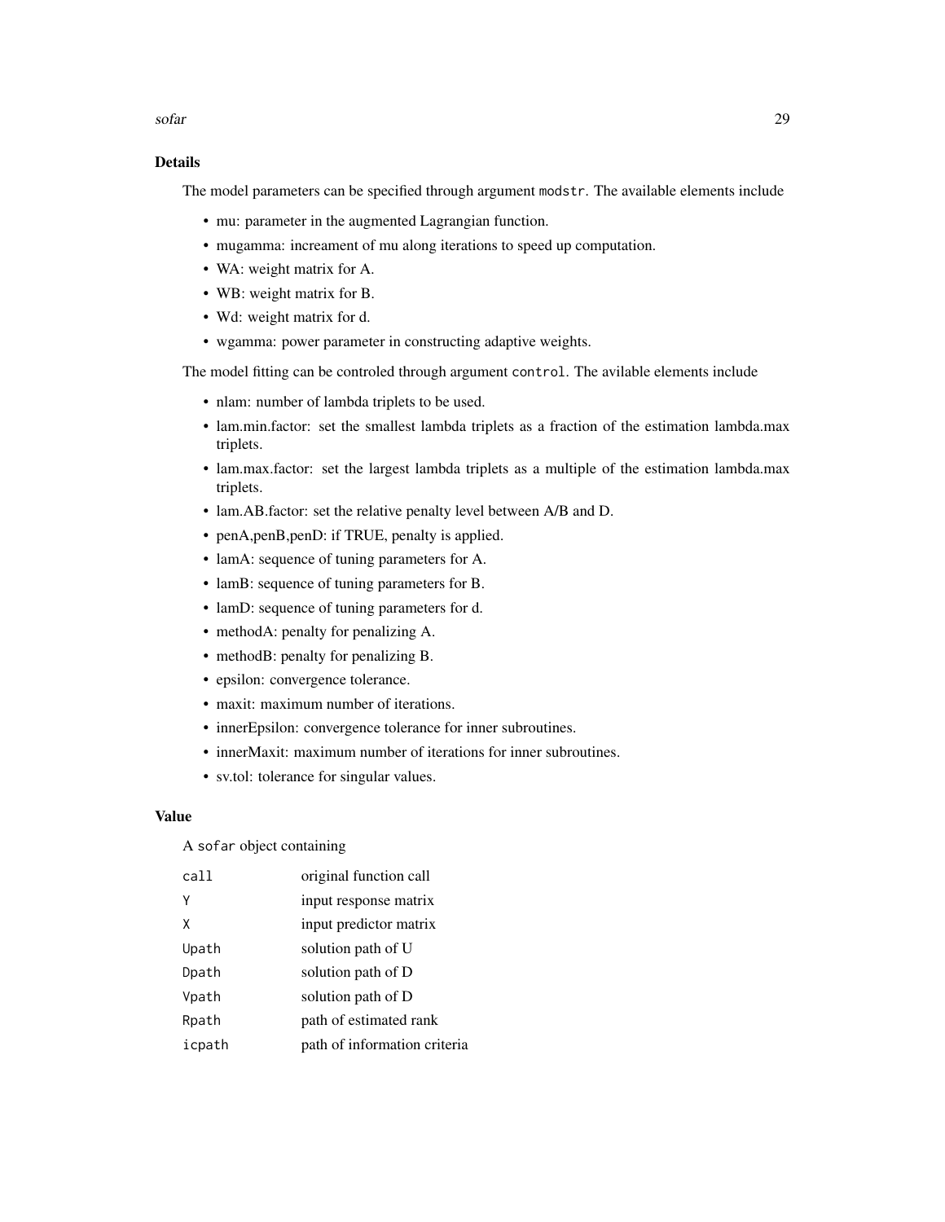## Details

The model parameters can be specified through argument `modstr`. The available elements include

- mu: parameter in the augmented Lagrangian function.
- mugamma: increament of mu along iterations to speed up computation.
- WA: weight matrix for A.
- WB: weight matrix for B.
- Wd: weight matrix for d.
- wgamma: power parameter in constructing adaptive weights.

The model fitting can be controled through argument `control`. The avilable elements include

- nlam: number of lambda triplets to be used.
- lam.min.factor: set the smallest lambda triplets as a fraction of the estimation lambda.max triplets.
- lam.max.factor: set the largest lambda triplets as a multiple of the estimation lambda.max triplets.
- lam.AB.factor: set the relative penalty level between A/B and D.
- penA,penB,penD: if TRUE, penalty is applied.
- lamA: sequence of tuning parameters for A.
- lamB: sequence of tuning parameters for B.
- lamD: sequence of tuning parameters for d.
- methodA: penalty for penalizing A.
- methodB: penalty for penalizing B.
- epsilon: convergence tolerance.
- maxit: maximum number of iterations.
- innerEpsilon: convergence tolerance for inner subroutines.
- innerMaxit: maximum number of iterations for inner subroutines.
- sv.tol: tolerance for singular values.

## Value

A `sofar` object containing

| | |
|---|---|
| `call` | original function call |
| `Y` | input response matrix |
| `X` | input predictor matrix |
| `Upath` | solution path of U |
| `Dpath` | solution path of D |
| `Vpath` | solution path of D |
| `Rpath` | path of estimated rank |
| `icpath` | path of information criteria |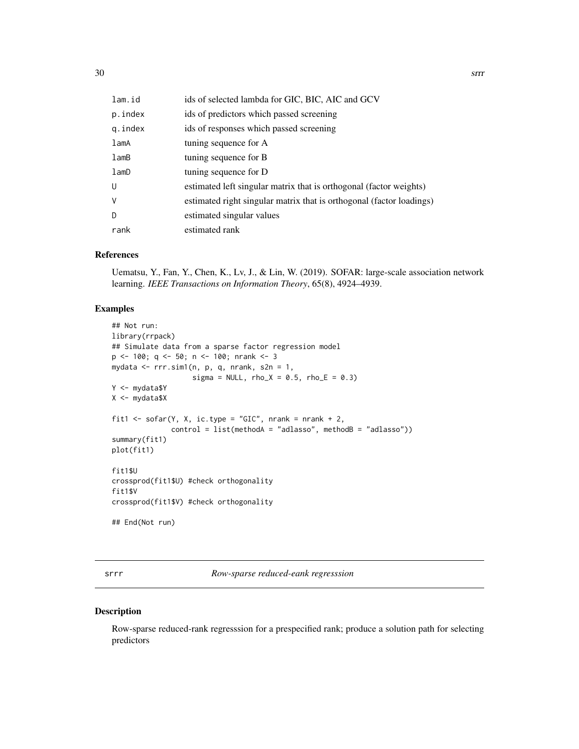| | |
|---|---|
| lam.id | ids of selected lambda for GIC, BIC, AIC and GCV |
| p.index | ids of predictors which passed screening |
| q.index | ids of responses which passed screening |
| lamA | tuning sequence for A |
| lamB | tuning sequence for B |
| lamD | tuning sequence for D |
| U | estimated left singular matrix that is orthogonal (factor weights) |
| V | estimated right singular matrix that is orthogonal (factor loadings) |
| D | estimated singular values |
| rank | estimated rank |

### References

Uematsu, Y., Fan, Y., Chen, K., Lv, J., & Lin, W. (2019). SOFAR: large-scale association network learning. *IEEE Transactions on Information Theory*, 65(8), 4924–4939.

### Examples

```
## Not run:
library(rrpack)
## Simulate data from a sparse factor regression model
p <- 100; q <- 50; n <- 100; nrank <- 3
mydata <- rrr.sim1(n, p, q, nrank, s2n = 1,
                   sigma = NULL, rho_X = 0.5, rho_E = 0.3)
Y <- mydata$Y
X <- mydata$X

fit1 <- sofar(Y, X, ic.type = "GIC", nrank = nrank + 2,
              control = list(methodA = "adlasso", methodB = "adlasso"))
summary(fit1)
plot(fit1)

fit1$U
crossprod(fit1$U) #check orthogonality
fit1$V
crossprod(fit1$V) #check orthogonality

## End(Not run)
```

## srrr    *Row-sparse reduced-eank regresssion*

### Description

Row-sparse reduced-rank regresssion for a prespecified rank; produce a solution path for selecting predictors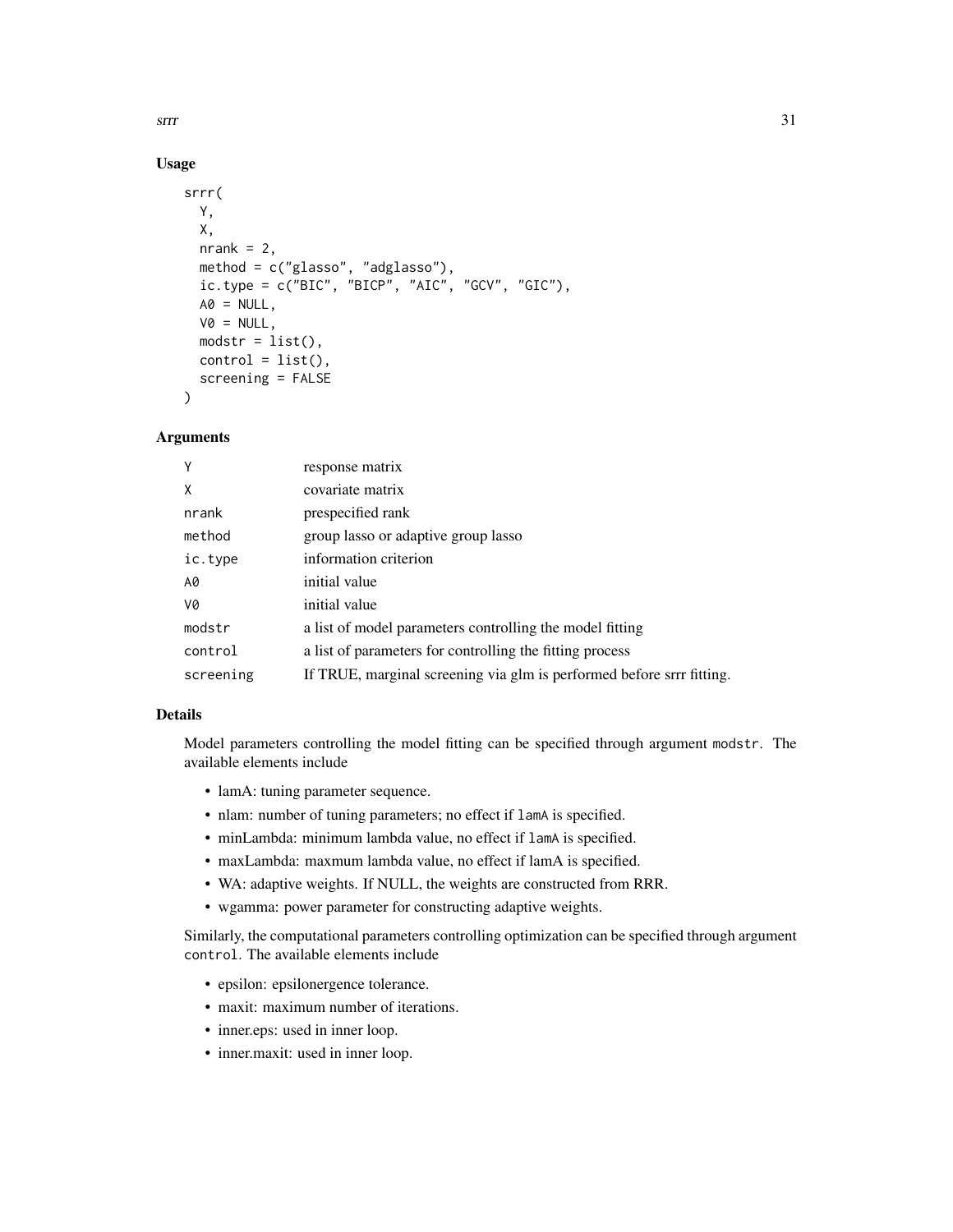## Usage

```
srrr(
  Y,
  X,
  nrank = 2,
  method = c("glasso", "adglasso"),
  ic.type = c("BIC", "BICP", "AIC", "GCV", "GIC"),
  A0 = NULL,
  V0 = NULL,
  modstr = list(),
  control = list(),
  screening = FALSE
)
```

## Arguments

| | |
|---|---|
| Y | response matrix |
| X | covariate matrix |
| nrank | prespecified rank |
| method | group lasso or adaptive group lasso |
| ic.type | information criterion |
| A0 | initial value |
| V0 | initial value |
| modstr | a list of model parameters controlling the model fitting |
| control | a list of parameters for controlling the fitting process |
| screening | If TRUE, marginal screening via glm is performed before srrr fitting. |

## Details

Model parameters controlling the model fitting can be specified through argument `modstr`. The available elements include

- lamA: tuning parameter sequence.
- nlam: number of tuning parameters; no effect if `lamA` is specified.
- minLambda: minimum lambda value, no effect if `lamA` is specified.
- maxLambda: maxmum lambda value, no effect if lamA is specified.
- WA: adaptive weights. If NULL, the weights are constructed from RRR.
- wgamma: power parameter for constructing adaptive weights.

Similarly, the computational parameters controlling optimization can be specified through argument `control`. The available elements include

- epsilon: epsilonergence tolerance.
- maxit: maximum number of iterations.
- inner.eps: used in inner loop.
- inner.maxit: used in inner loop.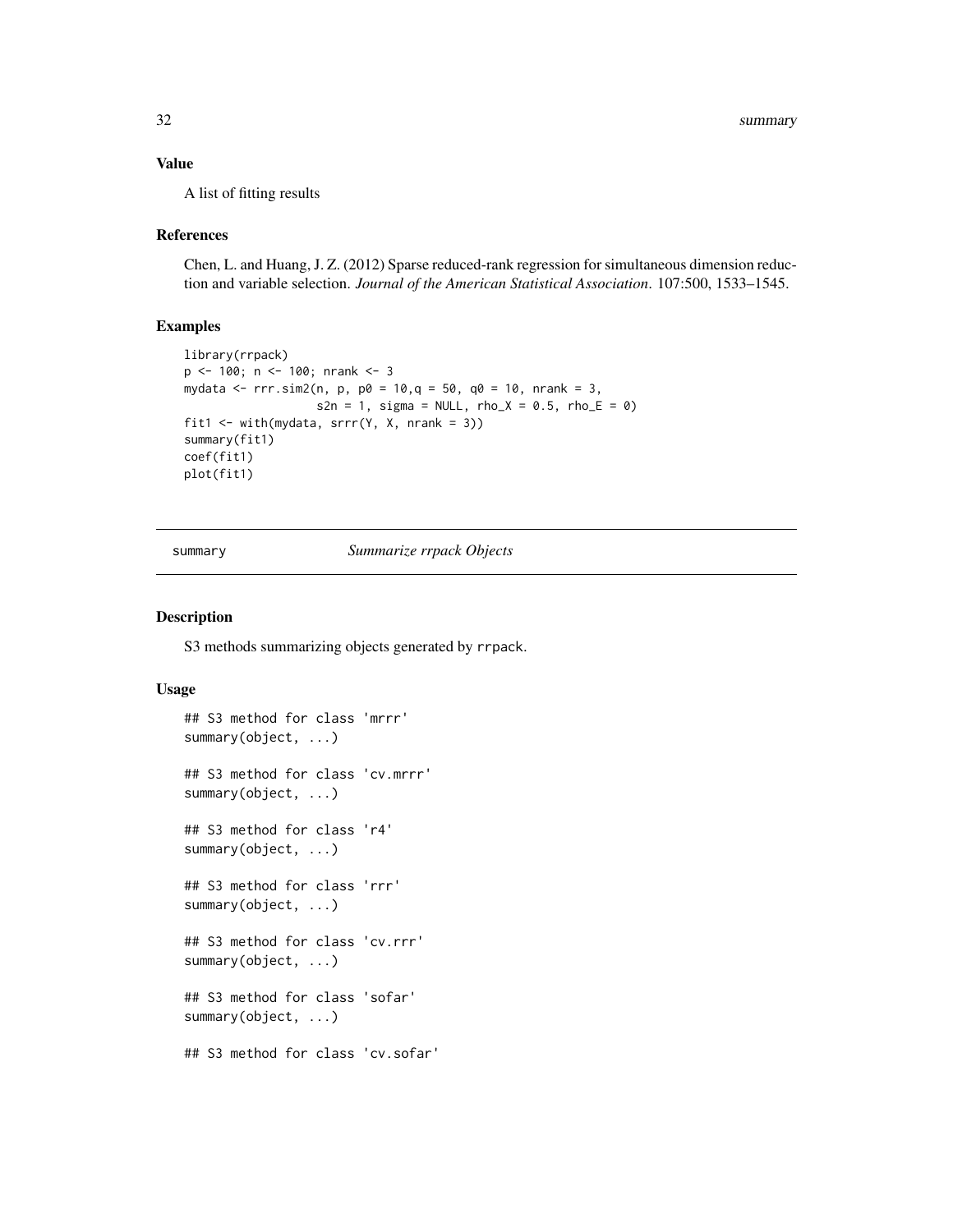### Value

A list of fitting results

### References

Chen, L. and Huang, J. Z. (2012) Sparse reduced-rank regression for simultaneous dimension reduction and variable selection. *Journal of the American Statistical Association*. 107:500, 1533–1545.

### Examples

```
library(rrpack)
p <- 100; n <- 100; nrank <- 3
mydata <- rrr.sim2(n, p, p0 = 10,q = 50, q0 = 10, nrank = 3,
                   s2n = 1, sigma = NULL, rho_X = 0.5, rho_E = 0)
fit1 <- with(mydata, srrr(Y, X, nrank = 3))
summary(fit1)
coef(fit1)
plot(fit1)
```

---

## summary *Summarize rrpack Objects*

---

### Description

S3 methods summarizing objects generated by rrpack.

### Usage

```
## S3 method for class 'mrrr'
summary(object, ...)

## S3 method for class 'cv.mrrr'
summary(object, ...)

## S3 method for class 'r4'
summary(object, ...)

## S3 method for class 'rrr'
summary(object, ...)

## S3 method for class 'cv.rrr'
summary(object, ...)

## S3 method for class 'sofar'
summary(object, ...)

## S3 method for class 'cv.sofar'
```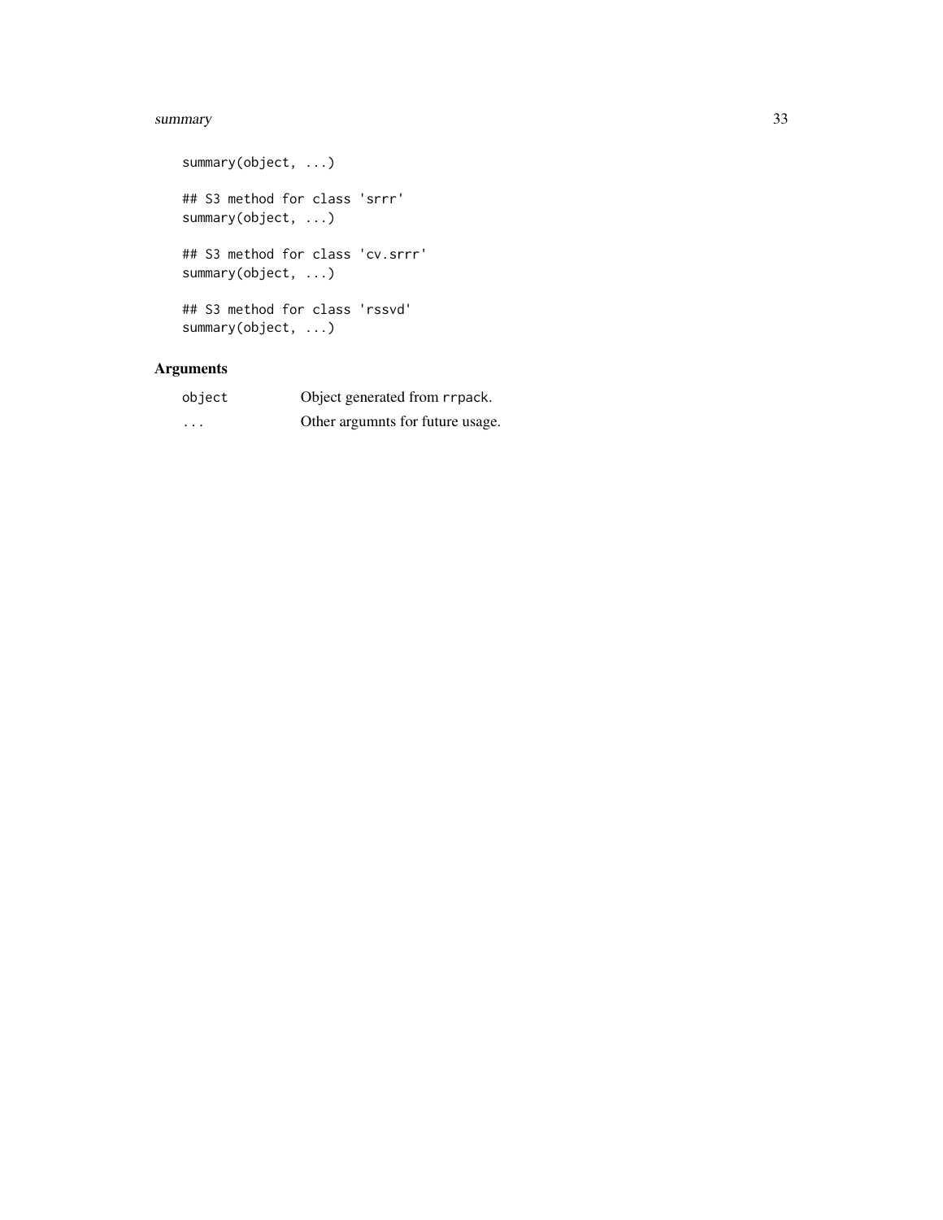```
summary(object, ...)

## S3 method for class 'srrr'
summary(object, ...)

## S3 method for class 'cv.srrr'
summary(object, ...)

## S3 method for class 'rssvd'
summary(object, ...)
```

## Arguments

| | |
|---|---|
| `object` | Object generated from `rrpack`. |
| `...` | Other argumnts for future usage. |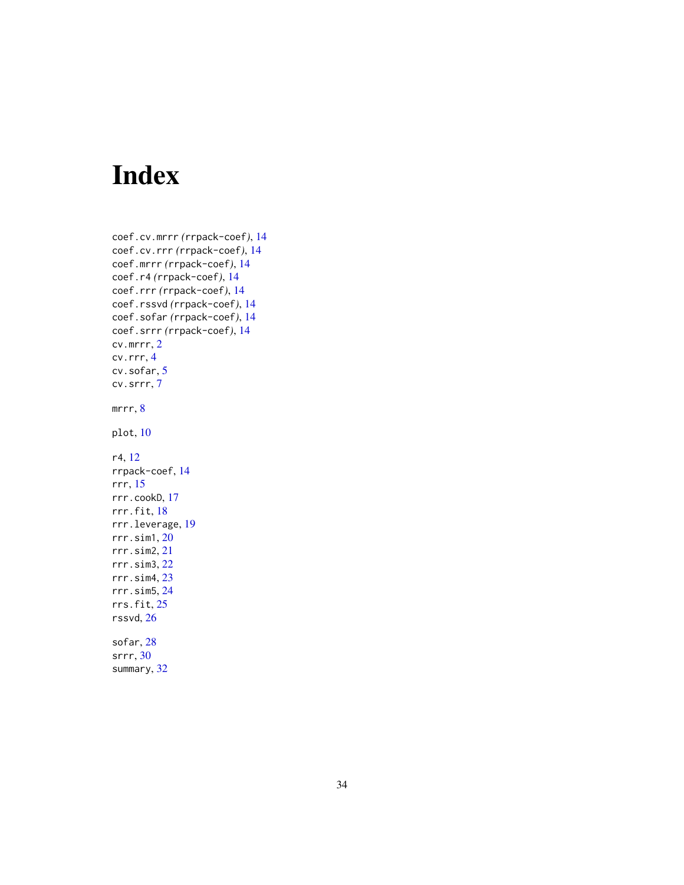# Index

coef.cv.mrrr *(rrpack-coef)*, 14
coef.cv.rrr *(rrpack-coef)*, 14
coef.mrrr *(rrpack-coef)*, 14
coef.r4 *(rrpack-coef)*, 14
coef.rrr *(rrpack-coef)*, 14
coef.rssvd *(rrpack-coef)*, 14
coef.sofar *(rrpack-coef)*, 14
coef.srrr *(rrpack-coef)*, 14
cv.mrrr, 2
cv.rrr, 4
cv.sofar, 5
cv.srrr, 7

mrrr, 8

plot, 10

r4, 12
rrpack-coef, 14
rrr, 15
rrr.cookD, 17
rrr.fit, 18
rrr.leverage, 19
rrr.sim1, 20
rrr.sim2, 21
rrr.sim3, 22
rrr.sim4, 23
rrr.sim5, 24
rrs.fit, 25
rssvd, 26

sofar, 28
srrr, 30
summary, 32